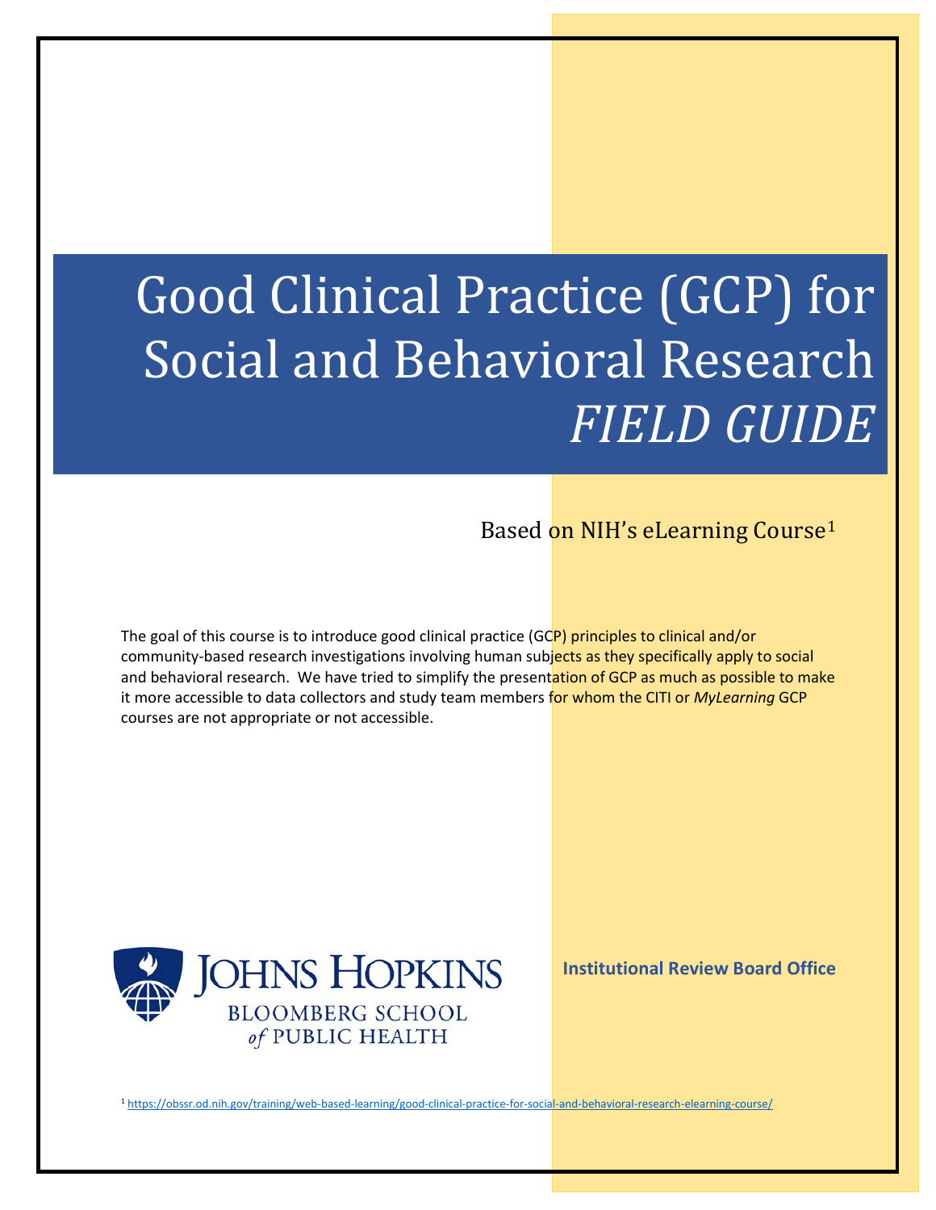# Good Clinical Practice (GCP) for Social and Behavioral Research *FIELD GUIDE*

Based on NIH's eLearning Course[1]

The goal of this course is to introduce good clinical practice (GCP) principles to clinical and/or community-based research investigations involving human subjects as they specifically apply to social and behavioral research. We have tried to simplify the presentation of GCP as much as possible to make it more accessible to data collectors and study team members for whom the CITI or *MyLearning* GCP courses are not appropriate or not accessible.

JOHNS HOPKINS BLOOMBERG SCHOOL of PUBLIC HEALTH

**Institutional Review Board Office**

[1] https://obssr.od.nih.gov/training/web-based-learning/good-clinical-practice-for-social-and-behavioral-research-elearning-course/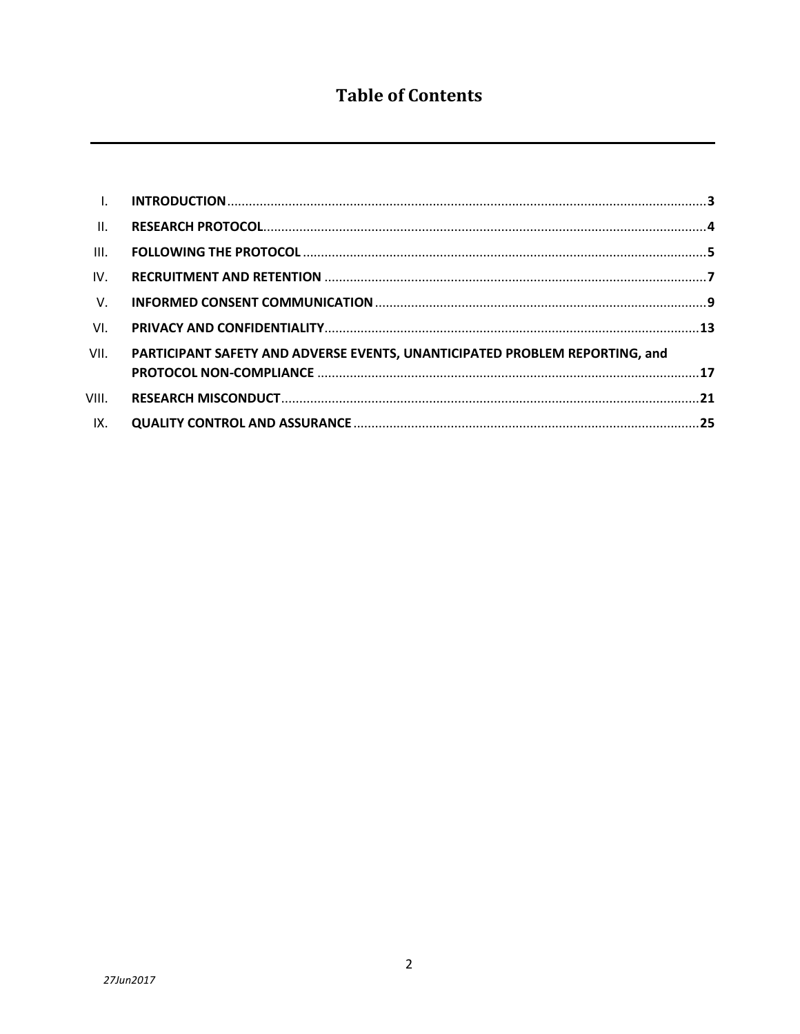# Table of Contents

| | | |
|---|---|---|
| I. | **INTRODUCTION** | **3** |
| II. | **RESEARCH PROTOCOL** | **4** |
| III. | **FOLLOWING THE PROTOCOL** | **5** |
| IV. | **RECRUITMENT AND RETENTION** | **7** |
| V. | **INFORMED CONSENT COMMUNICATION** | **9** |
| VI. | **PRIVACY AND CONFIDENTIALITY** | **13** |
| VII. | **PARTICIPANT SAFETY AND ADVERSE EVENTS, UNANTICIPATED PROBLEM REPORTING, and PROTOCOL NON-COMPLIANCE** | **17** |
| VIII. | **RESEARCH MISCONDUCT** | **21** |
| IX. | **QUALITY CONTROL AND ASSURANCE** | **25** |

*27Jun2017*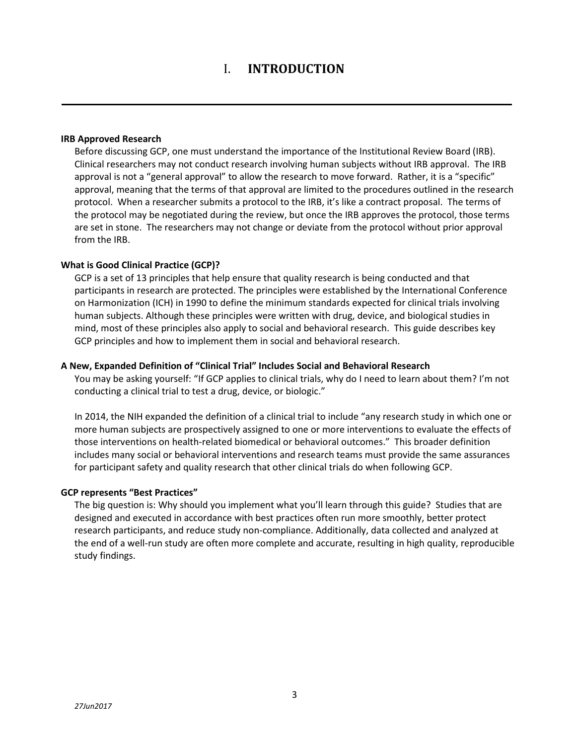# I. INTRODUCTION

**IRB Approved Research**

Before discussing GCP, one must understand the importance of the Institutional Review Board (IRB). Clinical researchers may not conduct research involving human subjects without IRB approval. The IRB approval is not a "general approval" to allow the research to move forward. Rather, it is a "specific" approval, meaning that the terms of that approval are limited to the procedures outlined in the research protocol. When a researcher submits a protocol to the IRB, it's like a contract proposal. The terms of the protocol may be negotiated during the review, but once the IRB approves the protocol, those terms are set in stone. The researchers may not change or deviate from the protocol without prior approval from the IRB.

**What is Good Clinical Practice (GCP)?**

GCP is a set of 13 principles that help ensure that quality research is being conducted and that participants in research are protected. The principles were established by the International Conference on Harmonization (ICH) in 1990 to define the minimum standards expected for clinical trials involving human subjects. Although these principles were written with drug, device, and biological studies in mind, most of these principles also apply to social and behavioral research. This guide describes key GCP principles and how to implement them in social and behavioral research.

**A New, Expanded Definition of "Clinical Trial" Includes Social and Behavioral Research**

You may be asking yourself: "If GCP applies to clinical trials, why do I need to learn about them? I'm not conducting a clinical trial to test a drug, device, or biologic."

In 2014, the NIH expanded the definition of a clinical trial to include "any research study in which one or more human subjects are prospectively assigned to one or more interventions to evaluate the effects of those interventions on health-related biomedical or behavioral outcomes." This broader definition includes many social or behavioral interventions and research teams must provide the same assurances for participant safety and quality research that other clinical trials do when following GCP.

**GCP represents "Best Practices"**

The big question is: Why should you implement what you'll learn through this guide? Studies that are designed and executed in accordance with best practices often run more smoothly, better protect research participants, and reduce study non-compliance. Additionally, data collected and analyzed at the end of a well-run study are often more complete and accurate, resulting in high quality, reproducible study findings.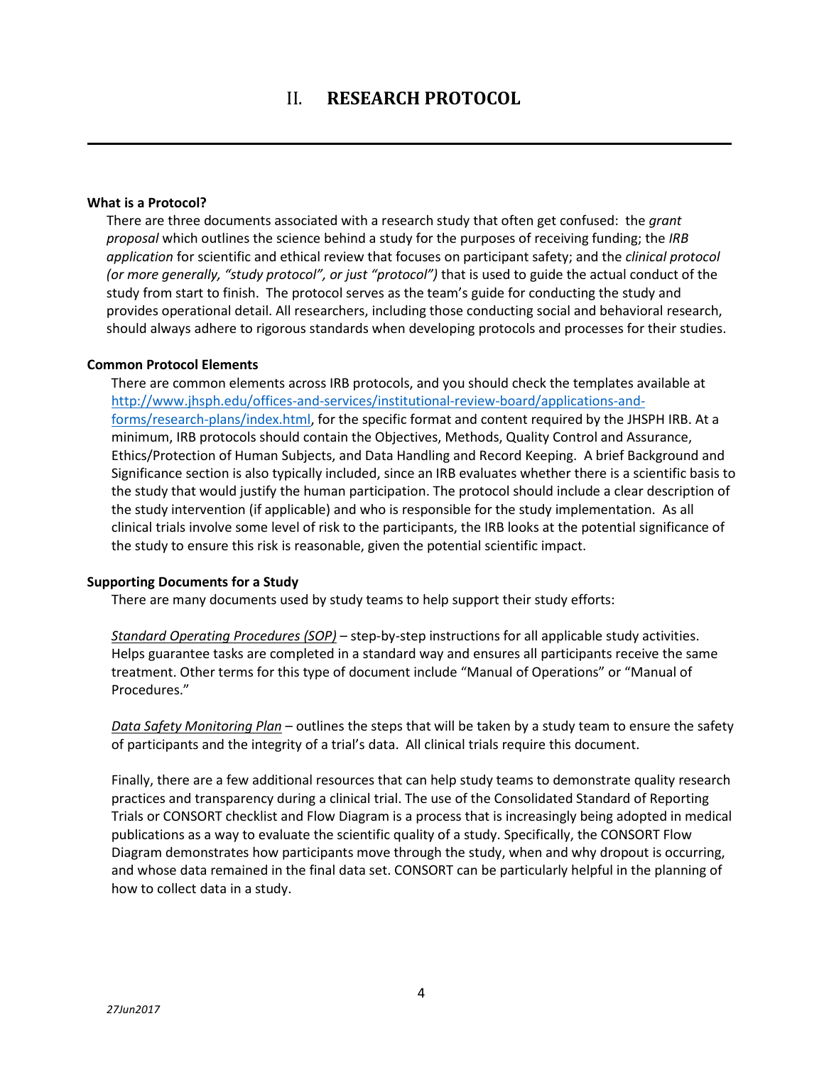# II. RESEARCH PROTOCOL

**What is a Protocol?**

There are three documents associated with a research study that often get confused: the *grant proposal* which outlines the science behind a study for the purposes of receiving funding; the *IRB application* for scientific and ethical review that focuses on participant safety; and the *clinical protocol (or more generally, "study protocol", or just "protocol")* that is used to guide the actual conduct of the study from start to finish. The protocol serves as the team's guide for conducting the study and provides operational detail. All researchers, including those conducting social and behavioral research, should always adhere to rigorous standards when developing protocols and processes for their studies.

**Common Protocol Elements**

There are common elements across IRB protocols, and you should check the templates available at [http://www.jhsph.edu/offices-and-services/institutional-review-board/applications-and-forms/research-plans/index.html](http://www.jhsph.edu/offices-and-services/institutional-review-board/applications-and-forms/research-plans/index.html), for the specific format and content required by the JHSPH IRB. At a minimum, IRB protocols should contain the Objectives, Methods, Quality Control and Assurance, Ethics/Protection of Human Subjects, and Data Handling and Record Keeping. A brief Background and Significance section is also typically included, since an IRB evaluates whether there is a scientific basis to the study that would justify the human participation. The protocol should include a clear description of the study intervention (if applicable) and who is responsible for the study implementation. As all clinical trials involve some level of risk to the participants, the IRB looks at the potential significance of the study to ensure this risk is reasonable, given the potential scientific impact.

**Supporting Documents for a Study**

There are many documents used by study teams to help support their study efforts:

*Standard Operating Procedures (SOP)* – step-by-step instructions for all applicable study activities. Helps guarantee tasks are completed in a standard way and ensures all participants receive the same treatment. Other terms for this type of document include "Manual of Operations" or "Manual of Procedures."

*Data Safety Monitoring Plan* – outlines the steps that will be taken by a study team to ensure the safety of participants and the integrity of a trial's data. All clinical trials require this document.

Finally, there are a few additional resources that can help study teams to demonstrate quality research practices and transparency during a clinical trial. The use of the Consolidated Standard of Reporting Trials or CONSORT checklist and Flow Diagram is a process that is increasingly being adopted in medical publications as a way to evaluate the scientific quality of a study. Specifically, the CONSORT Flow Diagram demonstrates how participants move through the study, when and why dropout is occurring, and whose data remained in the final data set. CONSORT can be particularly helpful in the planning of how to collect data in a study.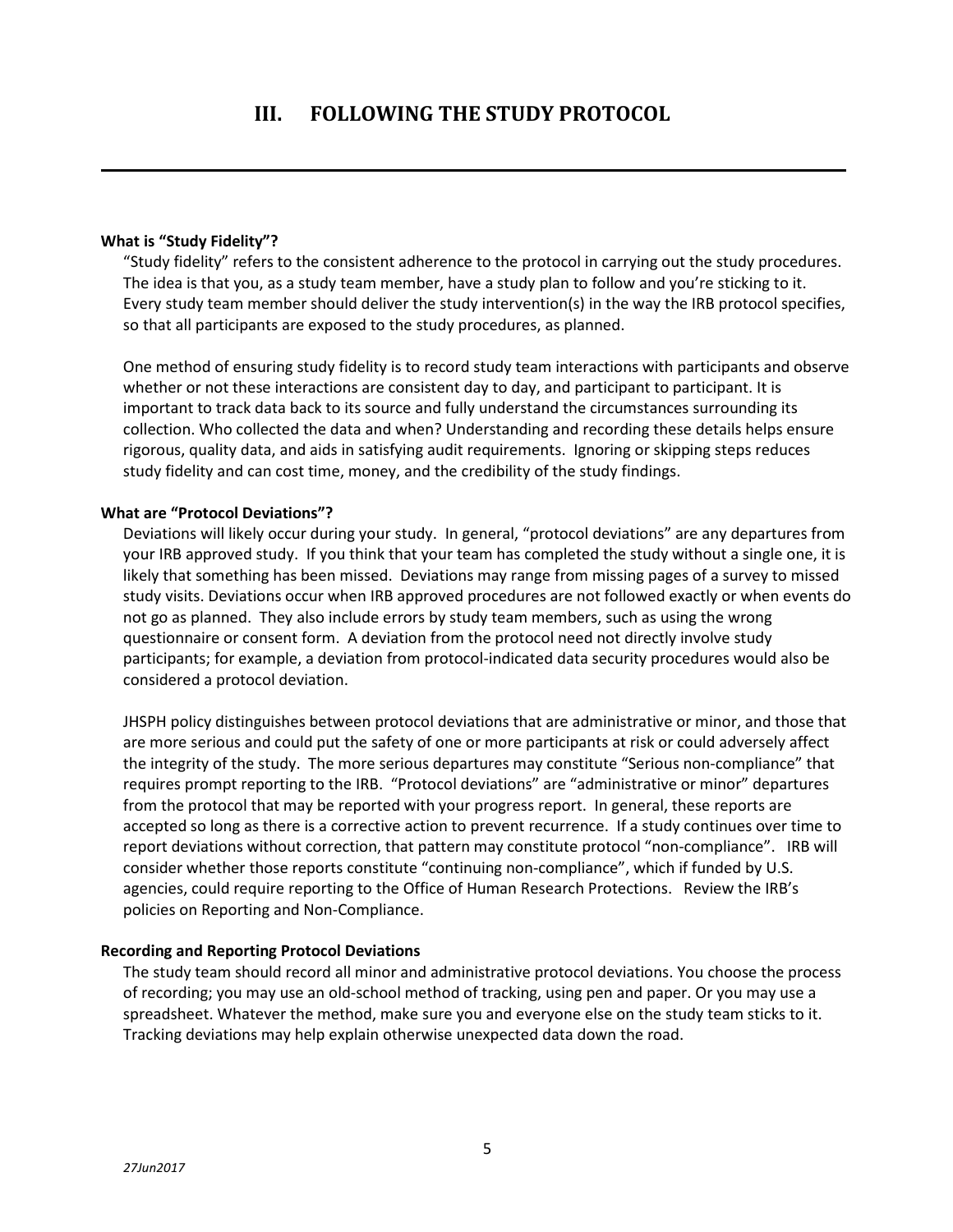# III. FOLLOWING THE STUDY PROTOCOL

**What is "Study Fidelity"?**

"Study fidelity" refers to the consistent adherence to the protocol in carrying out the study procedures. The idea is that you, as a study team member, have a study plan to follow and you're sticking to it. Every study team member should deliver the study intervention(s) in the way the IRB protocol specifies, so that all participants are exposed to the study procedures, as planned.

One method of ensuring study fidelity is to record study team interactions with participants and observe whether or not these interactions are consistent day to day, and participant to participant. It is important to track data back to its source and fully understand the circumstances surrounding its collection. Who collected the data and when? Understanding and recording these details helps ensure rigorous, quality data, and aids in satisfying audit requirements. Ignoring or skipping steps reduces study fidelity and can cost time, money, and the credibility of the study findings.

**What are "Protocol Deviations"?**

Deviations will likely occur during your study. In general, "protocol deviations" are any departures from your IRB approved study. If you think that your team has completed the study without a single one, it is likely that something has been missed. Deviations may range from missing pages of a survey to missed study visits. Deviations occur when IRB approved procedures are not followed exactly or when events do not go as planned. They also include errors by study team members, such as using the wrong questionnaire or consent form. A deviation from the protocol need not directly involve study participants; for example, a deviation from protocol-indicated data security procedures would also be considered a protocol deviation.

JHSPH policy distinguishes between protocol deviations that are administrative or minor, and those that are more serious and could put the safety of one or more participants at risk or could adversely affect the integrity of the study. The more serious departures may constitute "Serious non-compliance" that requires prompt reporting to the IRB. "Protocol deviations" are "administrative or minor" departures from the protocol that may be reported with your progress report. In general, these reports are accepted so long as there is a corrective action to prevent recurrence. If a study continues over time to report deviations without correction, that pattern may constitute protocol "non-compliance". IRB will consider whether those reports constitute "continuing non-compliance", which if funded by U.S. agencies, could require reporting to the Office of Human Research Protections. Review the IRB's policies on Reporting and Non-Compliance.

**Recording and Reporting Protocol Deviations**

The study team should record all minor and administrative protocol deviations. You choose the process of recording; you may use an old-school method of tracking, using pen and paper. Or you may use a spreadsheet. Whatever the method, make sure you and everyone else on the study team sticks to it. Tracking deviations may help explain otherwise unexpected data down the road.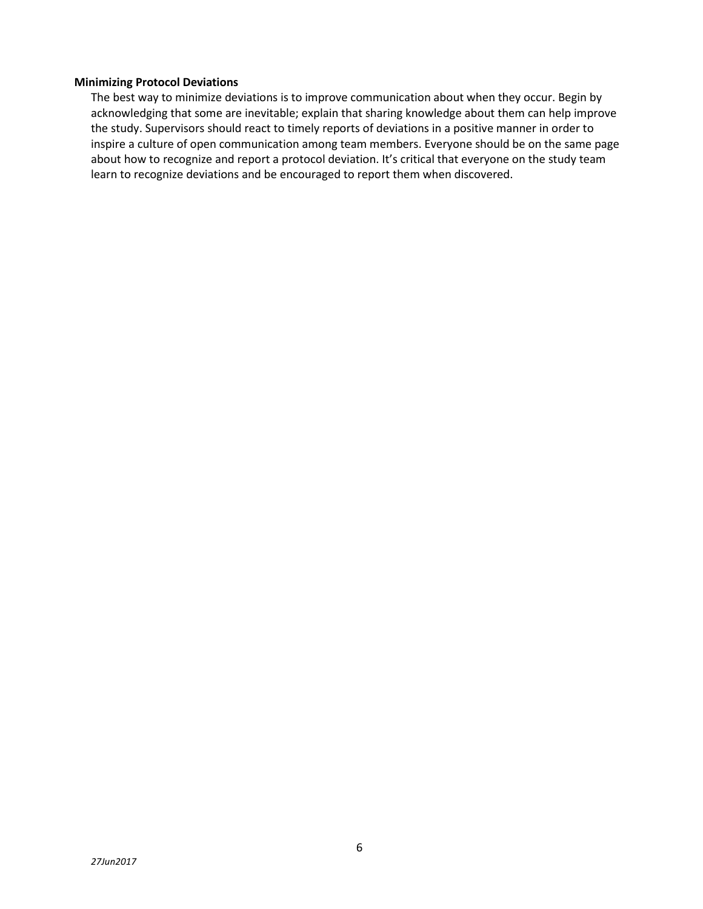**Minimizing Protocol Deviations**

The best way to minimize deviations is to improve communication about when they occur. Begin by acknowledging that some are inevitable; explain that sharing knowledge about them can help improve the study. Supervisors should react to timely reports of deviations in a positive manner in order to inspire a culture of open communication among team members. Everyone should be on the same page about how to recognize and report a protocol deviation. It's critical that everyone on the study team learn to recognize deviations and be encouraged to report them when discovered.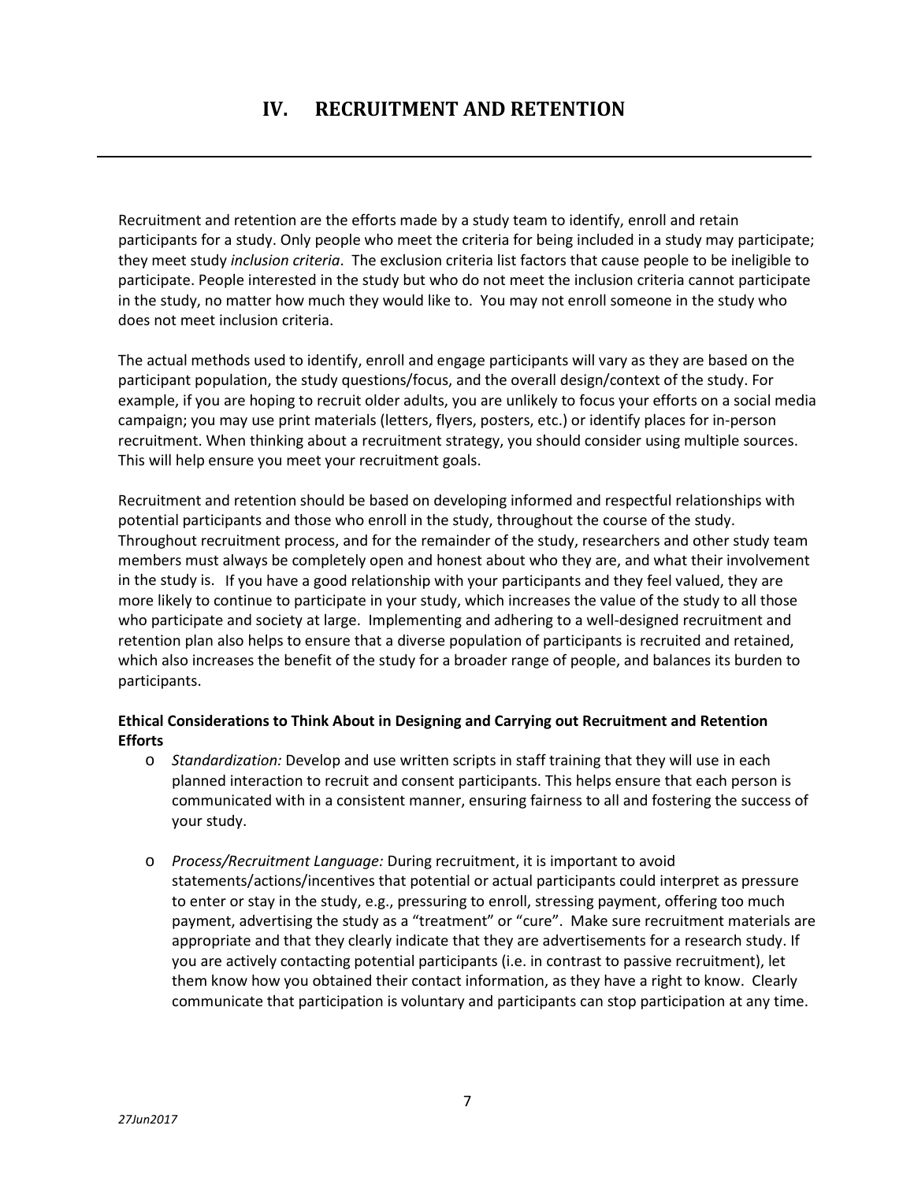# IV. RECRUITMENT AND RETENTION

Recruitment and retention are the efforts made by a study team to identify, enroll and retain participants for a study. Only people who meet the criteria for being included in a study may participate; they meet study *inclusion criteria*. The exclusion criteria list factors that cause people to be ineligible to participate. People interested in the study but who do not meet the inclusion criteria cannot participate in the study, no matter how much they would like to. You may not enroll someone in the study who does not meet inclusion criteria.

The actual methods used to identify, enroll and engage participants will vary as they are based on the participant population, the study questions/focus, and the overall design/context of the study. For example, if you are hoping to recruit older adults, you are unlikely to focus your efforts on a social media campaign; you may use print materials (letters, flyers, posters, etc.) or identify places for in-person recruitment. When thinking about a recruitment strategy, you should consider using multiple sources. This will help ensure you meet your recruitment goals.

Recruitment and retention should be based on developing informed and respectful relationships with potential participants and those who enroll in the study, throughout the course of the study. Throughout recruitment process, and for the remainder of the study, researchers and other study team members must always be completely open and honest about who they are, and what their involvement in the study is. If you have a good relationship with your participants and they feel valued, they are more likely to continue to participate in your study, which increases the value of the study to all those who participate and society at large. Implementing and adhering to a well-designed recruitment and retention plan also helps to ensure that a diverse population of participants is recruited and retained, which also increases the benefit of the study for a broader range of people, and balances its burden to participants.

**Ethical Considerations to Think About in Designing and Carrying out Recruitment and Retention Efforts**

- *Standardization:* Develop and use written scripts in staff training that they will use in each planned interaction to recruit and consent participants. This helps ensure that each person is communicated with in a consistent manner, ensuring fairness to all and fostering the success of your study.

- *Process/Recruitment Language:* During recruitment, it is important to avoid statements/actions/incentives that potential or actual participants could interpret as pressure to enter or stay in the study, e.g., pressuring to enroll, stressing payment, offering too much payment, advertising the study as a "treatment" or "cure". Make sure recruitment materials are appropriate and that they clearly indicate that they are advertisements for a research study. If you are actively contacting potential participants (i.e. in contrast to passive recruitment), let them know how you obtained their contact information, as they have a right to know. Clearly communicate that participation is voluntary and participants can stop participation at any time.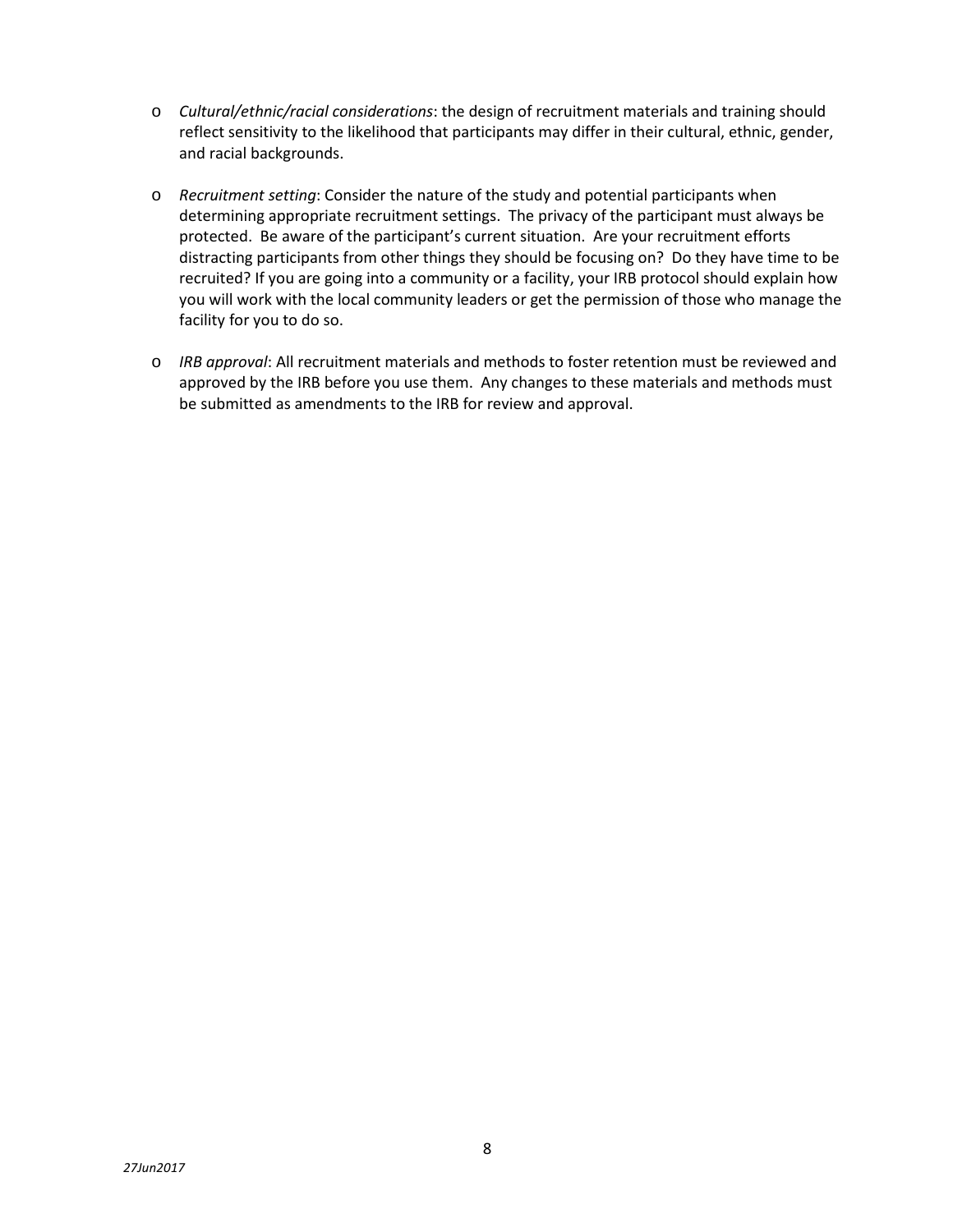- *Cultural/ethnic/racial considerations*: the design of recruitment materials and training should reflect sensitivity to the likelihood that participants may differ in their cultural, ethnic, gender, and racial backgrounds.

- *Recruitment setting*: Consider the nature of the study and potential participants when determining appropriate recruitment settings. The privacy of the participant must always be protected. Be aware of the participant's current situation. Are your recruitment efforts distracting participants from other things they should be focusing on? Do they have time to be recruited? If you are going into a community or a facility, your IRB protocol should explain how you will work with the local community leaders or get the permission of those who manage the facility for you to do so.

- *IRB approval*: All recruitment materials and methods to foster retention must be reviewed and approved by the IRB before you use them. Any changes to these materials and methods must be submitted as amendments to the IRB for review and approval.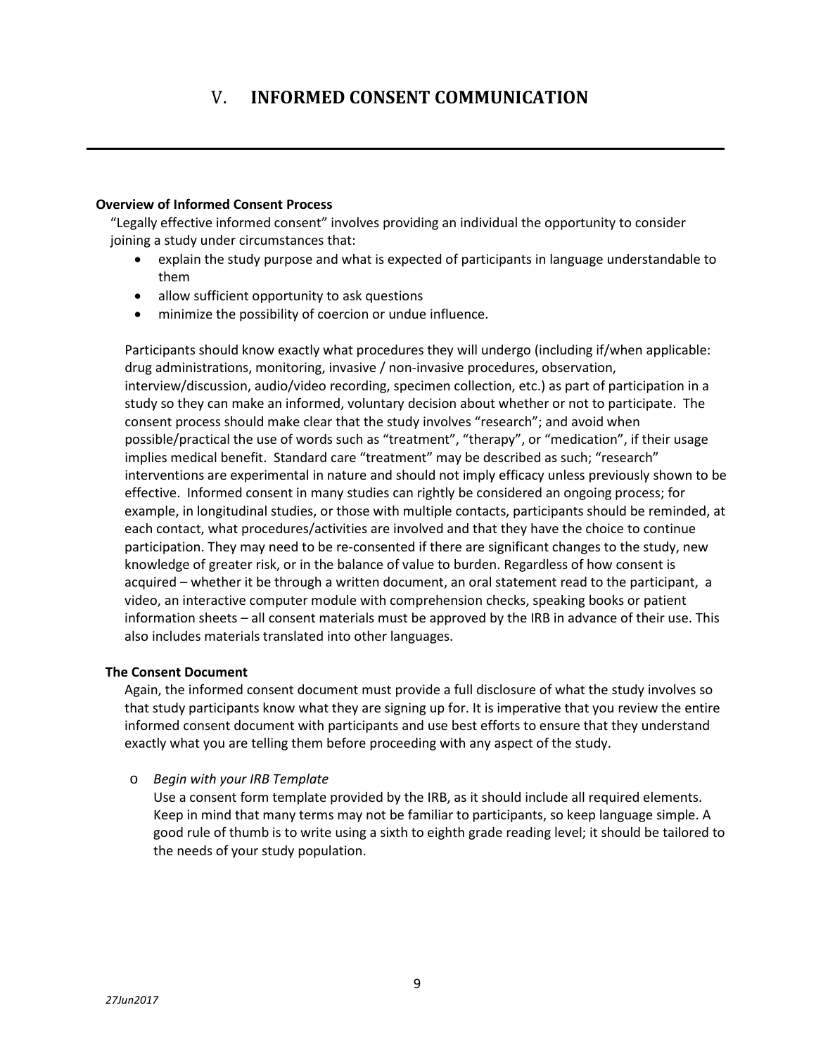# V. INFORMED CONSENT COMMUNICATION

### Overview of Informed Consent Process

"Legally effective informed consent" involves providing an individual the opportunity to consider joining a study under circumstances that:

- explain the study purpose and what is expected of participants in language understandable to them
- allow sufficient opportunity to ask questions
- minimize the possibility of coercion or undue influence.

Participants should know exactly what procedures they will undergo (including if/when applicable: drug administrations, monitoring, invasive / non-invasive procedures, observation, interview/discussion, audio/video recording, specimen collection, etc.) as part of participation in a study so they can make an informed, voluntary decision about whether or not to participate. The consent process should make clear that the study involves "research"; and avoid when possible/practical the use of words such as "treatment", "therapy", or "medication", if their usage implies medical benefit. Standard care "treatment" may be described as such; "research" interventions are experimental in nature and should not imply efficacy unless previously shown to be effective. Informed consent in many studies can rightly be considered an ongoing process; for example, in longitudinal studies, or those with multiple contacts, participants should be reminded, at each contact, what procedures/activities are involved and that they have the choice to continue participation. They may need to be re-consented if there are significant changes to the study, new knowledge of greater risk, or in the balance of value to burden. Regardless of how consent is acquired – whether it be through a written document, an oral statement read to the participant, a video, an interactive computer module with comprehension checks, speaking books or patient information sheets – all consent materials must be approved by the IRB in advance of their use. This also includes materials translated into other languages.

### The Consent Document

Again, the informed consent document must provide a full disclosure of what the study involves so that study participants know what they are signing up for. It is imperative that you review the entire informed consent document with participants and use best efforts to ensure that they understand exactly what you are telling them before proceeding with any aspect of the study.

- *Begin with your IRB Template*

  Use a consent form template provided by the IRB, as it should include all required elements. Keep in mind that many terms may not be familiar to participants, so keep language simple. A good rule of thumb is to write using a sixth to eighth grade reading level; it should be tailored to the needs of your study population.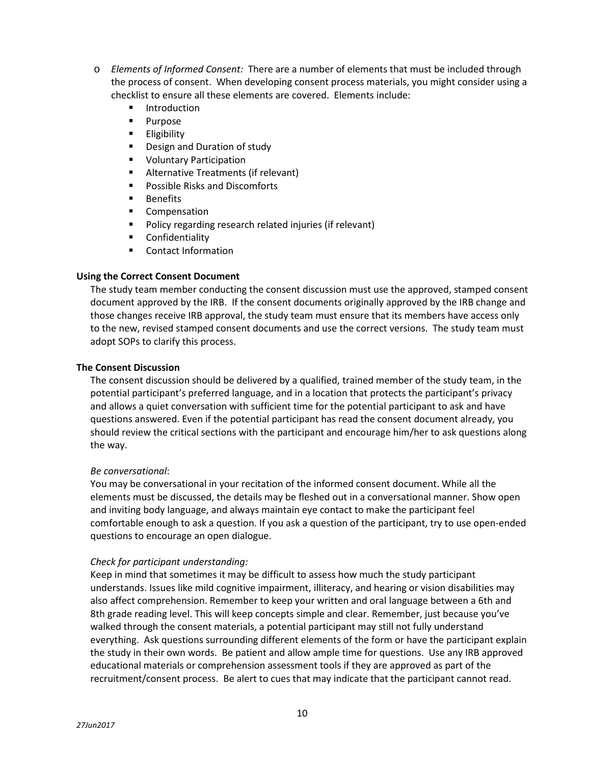- *Elements of Informed Consent:* There are a number of elements that must be included through the process of consent. When developing consent process materials, you might consider using a checklist to ensure all these elements are covered. Elements include:
  - Introduction
  - Purpose
  - Eligibility
  - Design and Duration of study
  - Voluntary Participation
  - Alternative Treatments (if relevant)
  - Possible Risks and Discomforts
  - Benefits
  - Compensation
  - Policy regarding research related injuries (if relevant)
  - Confidentiality
  - Contact Information

**Using the Correct Consent Document**

The study team member conducting the consent discussion must use the approved, stamped consent document approved by the IRB. If the consent documents originally approved by the IRB change and those changes receive IRB approval, the study team must ensure that its members have access only to the new, revised stamped consent documents and use the correct versions. The study team must adopt SOPs to clarify this process.

**The Consent Discussion**

The consent discussion should be delivered by a qualified, trained member of the study team, in the potential participant's preferred language, and in a location that protects the participant's privacy and allows a quiet conversation with sufficient time for the potential participant to ask and have questions answered. Even if the potential participant has read the consent document already, you should review the critical sections with the participant and encourage him/her to ask questions along the way.

*Be conversational*:

You may be conversational in your recitation of the informed consent document. While all the elements must be discussed, the details may be fleshed out in a conversational manner. Show open and inviting body language, and always maintain eye contact to make the participant feel comfortable enough to ask a question. If you ask a question of the participant, try to use open-ended questions to encourage an open dialogue.

*Check for participant understanding:*

Keep in mind that sometimes it may be difficult to assess how much the study participant understands. Issues like mild cognitive impairment, illiteracy, and hearing or vision disabilities may also affect comprehension. Remember to keep your written and oral language between a 6th and 8th grade reading level. This will keep concepts simple and clear. Remember, just because you've walked through the consent materials, a potential participant may still not fully understand everything. Ask questions surrounding different elements of the form or have the participant explain the study in their own words. Be patient and allow ample time for questions. Use any IRB approved educational materials or comprehension assessment tools if they are approved as part of the recruitment/consent process. Be alert to cues that may indicate that the participant cannot read.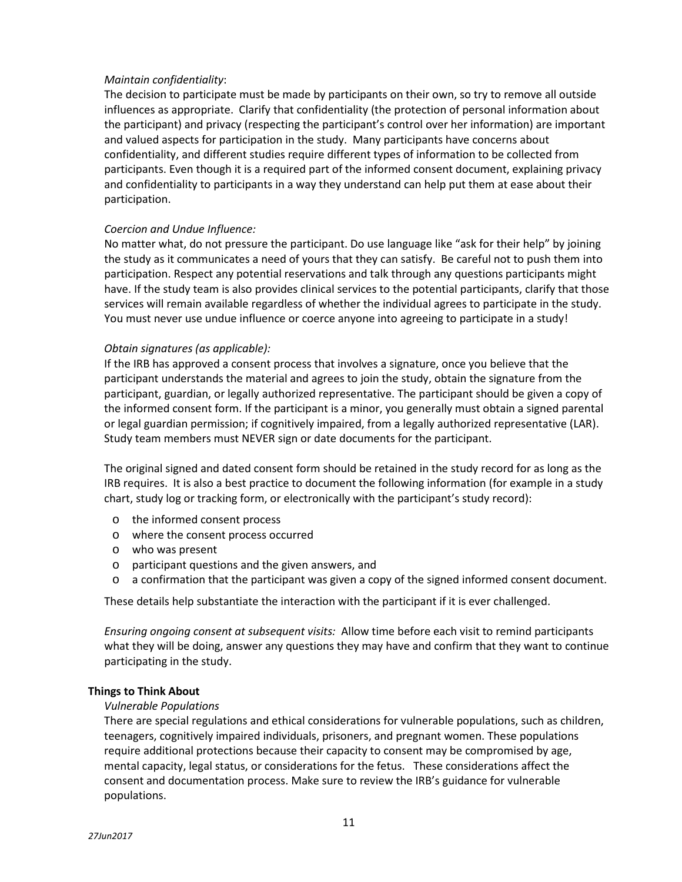*Maintain confidentiality*:

The decision to participate must be made by participants on their own, so try to remove all outside influences as appropriate. Clarify that confidentiality (the protection of personal information about the participant) and privacy (respecting the participant's control over her information) are important and valued aspects for participation in the study. Many participants have concerns about confidentiality, and different studies require different types of information to be collected from participants. Even though it is a required part of the informed consent document, explaining privacy and confidentiality to participants in a way they understand can help put them at ease about their participation.

*Coercion and Undue Influence:*

No matter what, do not pressure the participant. Do use language like "ask for their help" by joining the study as it communicates a need of yours that they can satisfy. Be careful not to push them into participation. Respect any potential reservations and talk through any questions participants might have. If the study team is also provides clinical services to the potential participants, clarify that those services will remain available regardless of whether the individual agrees to participate in the study. You must never use undue influence or coerce anyone into agreeing to participate in a study!

*Obtain signatures (as applicable):*

If the IRB has approved a consent process that involves a signature, once you believe that the participant understands the material and agrees to join the study, obtain the signature from the participant, guardian, or legally authorized representative. The participant should be given a copy of the informed consent form. If the participant is a minor, you generally must obtain a signed parental or legal guardian permission; if cognitively impaired, from a legally authorized representative (LAR). Study team members must NEVER sign or date documents for the participant.

The original signed and dated consent form should be retained in the study record for as long as the IRB requires. It is also a best practice to document the following information (for example in a study chart, study log or tracking form, or electronically with the participant's study record):

- the informed consent process
- where the consent process occurred
- who was present
- participant questions and the given answers, and
- a confirmation that the participant was given a copy of the signed informed consent document.

These details help substantiate the interaction with the participant if it is ever challenged.

*Ensuring ongoing consent at subsequent visits:* Allow time before each visit to remind participants what they will be doing, answer any questions they may have and confirm that they want to continue participating in the study.

**Things to Think About**

*Vulnerable Populations*

There are special regulations and ethical considerations for vulnerable populations, such as children, teenagers, cognitively impaired individuals, prisoners, and pregnant women. These populations require additional protections because their capacity to consent may be compromised by age, mental capacity, legal status, or considerations for the fetus. These considerations affect the consent and documentation process. Make sure to review the IRB's guidance for vulnerable populations.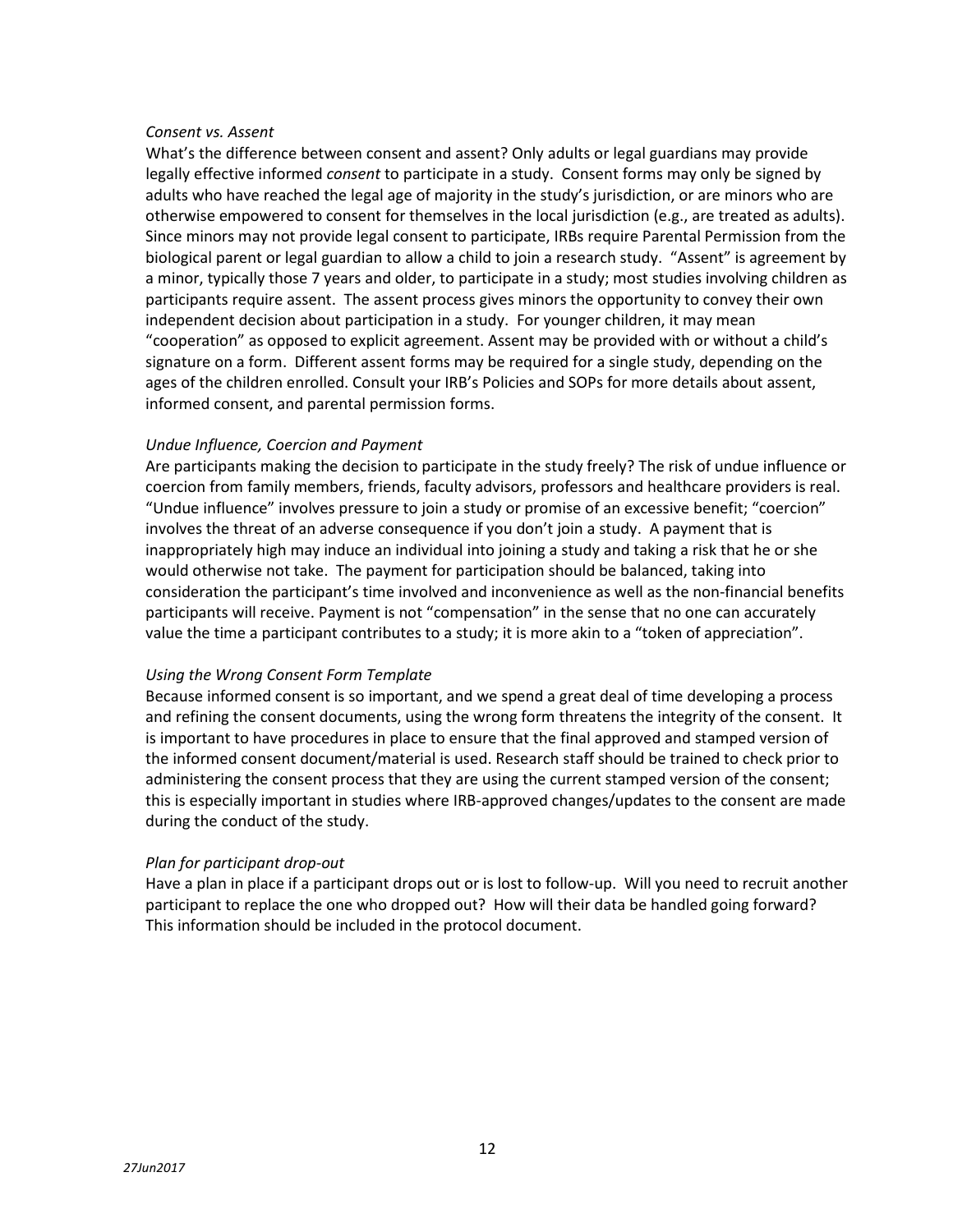*Consent vs. Assent*

What's the difference between consent and assent? Only adults or legal guardians may provide legally effective informed *consent* to participate in a study. Consent forms may only be signed by adults who have reached the legal age of majority in the study's jurisdiction, or are minors who are otherwise empowered to consent for themselves in the local jurisdiction (e.g., are treated as adults). Since minors may not provide legal consent to participate, IRBs require Parental Permission from the biological parent or legal guardian to allow a child to join a research study. "Assent" is agreement by a minor, typically those 7 years and older, to participate in a study; most studies involving children as participants require assent. The assent process gives minors the opportunity to convey their own independent decision about participation in a study. For younger children, it may mean "cooperation" as opposed to explicit agreement. Assent may be provided with or without a child's signature on a form. Different assent forms may be required for a single study, depending on the ages of the children enrolled. Consult your IRB's Policies and SOPs for more details about assent, informed consent, and parental permission forms.

*Undue Influence, Coercion and Payment*

Are participants making the decision to participate in the study freely? The risk of undue influence or coercion from family members, friends, faculty advisors, professors and healthcare providers is real. "Undue influence" involves pressure to join a study or promise of an excessive benefit; "coercion" involves the threat of an adverse consequence if you don't join a study. A payment that is inappropriately high may induce an individual into joining a study and taking a risk that he or she would otherwise not take. The payment for participation should be balanced, taking into consideration the participant's time involved and inconvenience as well as the non-financial benefits participants will receive. Payment is not "compensation" in the sense that no one can accurately value the time a participant contributes to a study; it is more akin to a "token of appreciation".

*Using the Wrong Consent Form Template*

Because informed consent is so important, and we spend a great deal of time developing a process and refining the consent documents, using the wrong form threatens the integrity of the consent. It is important to have procedures in place to ensure that the final approved and stamped version of the informed consent document/material is used. Research staff should be trained to check prior to administering the consent process that they are using the current stamped version of the consent; this is especially important in studies where IRB-approved changes/updates to the consent are made during the conduct of the study.

*Plan for participant drop-out*

Have a plan in place if a participant drops out or is lost to follow-up. Will you need to recruit another participant to replace the one who dropped out? How will their data be handled going forward? This information should be included in the protocol document.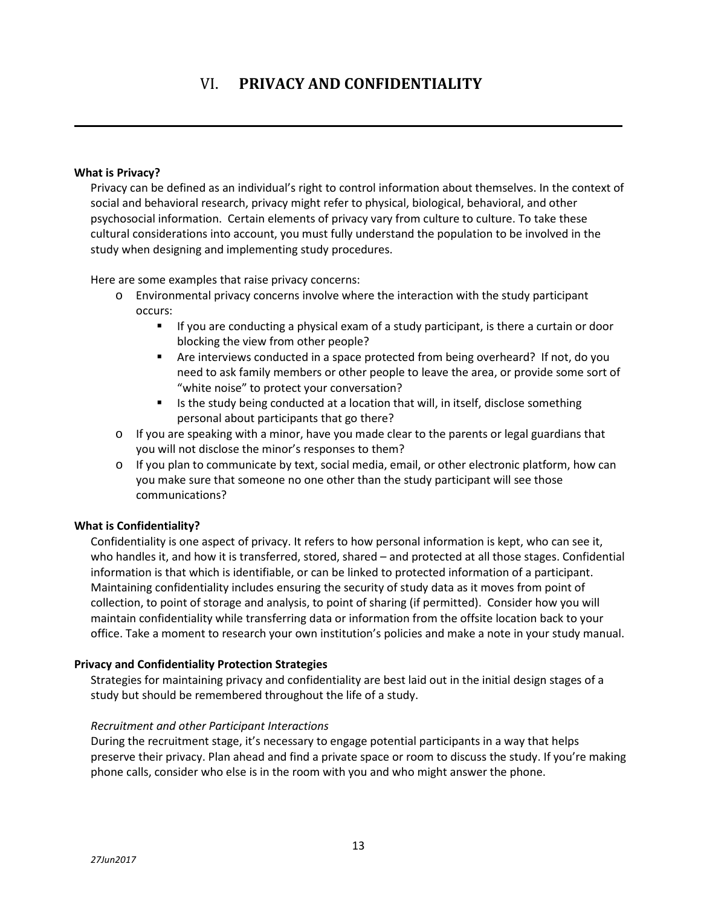# VI. PRIVACY AND CONFIDENTIALITY

**What is Privacy?**

Privacy can be defined as an individual's right to control information about themselves. In the context of social and behavioral research, privacy might refer to physical, biological, behavioral, and other psychosocial information. Certain elements of privacy vary from culture to culture. To take these cultural considerations into account, you must fully understand the population to be involved in the study when designing and implementing study procedures.

Here are some examples that raise privacy concerns:

- Environmental privacy concerns involve where the interaction with the study participant occurs:
  - If you are conducting a physical exam of a study participant, is there a curtain or door blocking the view from other people?
  - Are interviews conducted in a space protected from being overheard? If not, do you need to ask family members or other people to leave the area, or provide some sort of "white noise" to protect your conversation?
  - Is the study being conducted at a location that will, in itself, disclose something personal about participants that go there?
- If you are speaking with a minor, have you made clear to the parents or legal guardians that you will not disclose the minor's responses to them?
- If you plan to communicate by text, social media, email, or other electronic platform, how can you make sure that someone no one other than the study participant will see those communications?

**What is Confidentiality?**

Confidentiality is one aspect of privacy. It refers to how personal information is kept, who can see it, who handles it, and how it is transferred, stored, shared – and protected at all those stages. Confidential information is that which is identifiable, or can be linked to protected information of a participant. Maintaining confidentiality includes ensuring the security of study data as it moves from point of collection, to point of storage and analysis, to point of sharing (if permitted). Consider how you will maintain confidentiality while transferring data or information from the offsite location back to your office. Take a moment to research your own institution's policies and make a note in your study manual.

**Privacy and Confidentiality Protection Strategies**

Strategies for maintaining privacy and confidentiality are best laid out in the initial design stages of a study but should be remembered throughout the life of a study.

*Recruitment and other Participant Interactions*

During the recruitment stage, it's necessary to engage potential participants in a way that helps preserve their privacy. Plan ahead and find a private space or room to discuss the study. If you're making phone calls, consider who else is in the room with you and who might answer the phone.

*27Jun2017*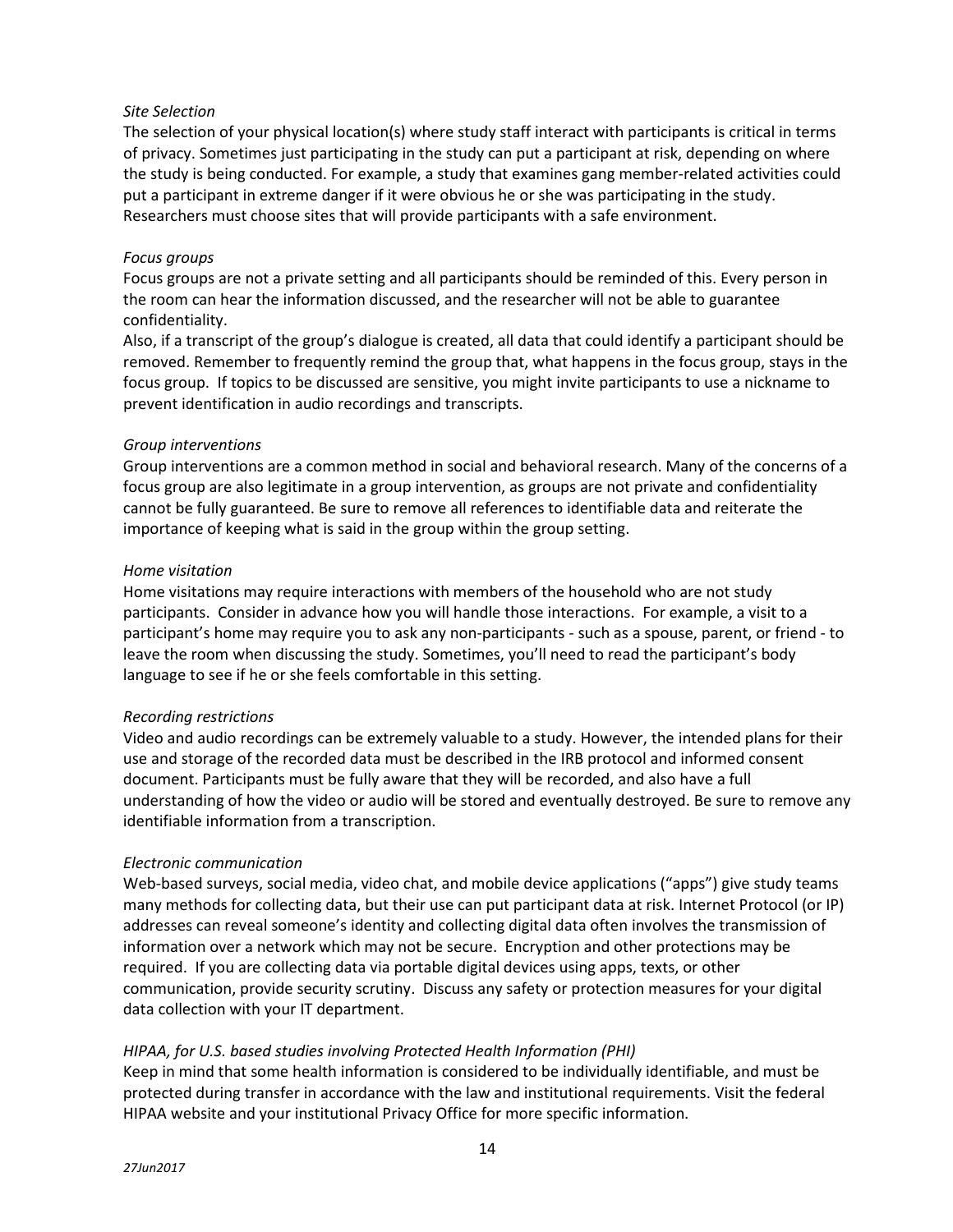*Site Selection*

The selection of your physical location(s) where study staff interact with participants is critical in terms of privacy. Sometimes just participating in the study can put a participant at risk, depending on where the study is being conducted. For example, a study that examines gang member-related activities could put a participant in extreme danger if it were obvious he or she was participating in the study. Researchers must choose sites that will provide participants with a safe environment.

*Focus groups*

Focus groups are not a private setting and all participants should be reminded of this. Every person in the room can hear the information discussed, and the researcher will not be able to guarantee confidentiality.

Also, if a transcript of the group's dialogue is created, all data that could identify a participant should be removed. Remember to frequently remind the group that, what happens in the focus group, stays in the focus group. If topics to be discussed are sensitive, you might invite participants to use a nickname to prevent identification in audio recordings and transcripts.

*Group interventions*

Group interventions are a common method in social and behavioral research. Many of the concerns of a focus group are also legitimate in a group intervention, as groups are not private and confidentiality cannot be fully guaranteed. Be sure to remove all references to identifiable data and reiterate the importance of keeping what is said in the group within the group setting.

*Home visitation*

Home visitations may require interactions with members of the household who are not study participants. Consider in advance how you will handle those interactions. For example, a visit to a participant's home may require you to ask any non-participants - such as a spouse, parent, or friend - to leave the room when discussing the study. Sometimes, you'll need to read the participant's body language to see if he or she feels comfortable in this setting.

*Recording restrictions*

Video and audio recordings can be extremely valuable to a study. However, the intended plans for their use and storage of the recorded data must be described in the IRB protocol and informed consent document. Participants must be fully aware that they will be recorded, and also have a full understanding of how the video or audio will be stored and eventually destroyed. Be sure to remove any identifiable information from a transcription.

*Electronic communication*

Web-based surveys, social media, video chat, and mobile device applications ("apps") give study teams many methods for collecting data, but their use can put participant data at risk. Internet Protocol (or IP) addresses can reveal someone's identity and collecting digital data often involves the transmission of information over a network which may not be secure. Encryption and other protections may be required. If you are collecting data via portable digital devices using apps, texts, or other communication, provide security scrutiny. Discuss any safety or protection measures for your digital data collection with your IT department.

*HIPAA, for U.S. based studies involving Protected Health Information (PHI)*

Keep in mind that some health information is considered to be individually identifiable, and must be protected during transfer in accordance with the law and institutional requirements. Visit the federal HIPAA website and your institutional Privacy Office for more specific information.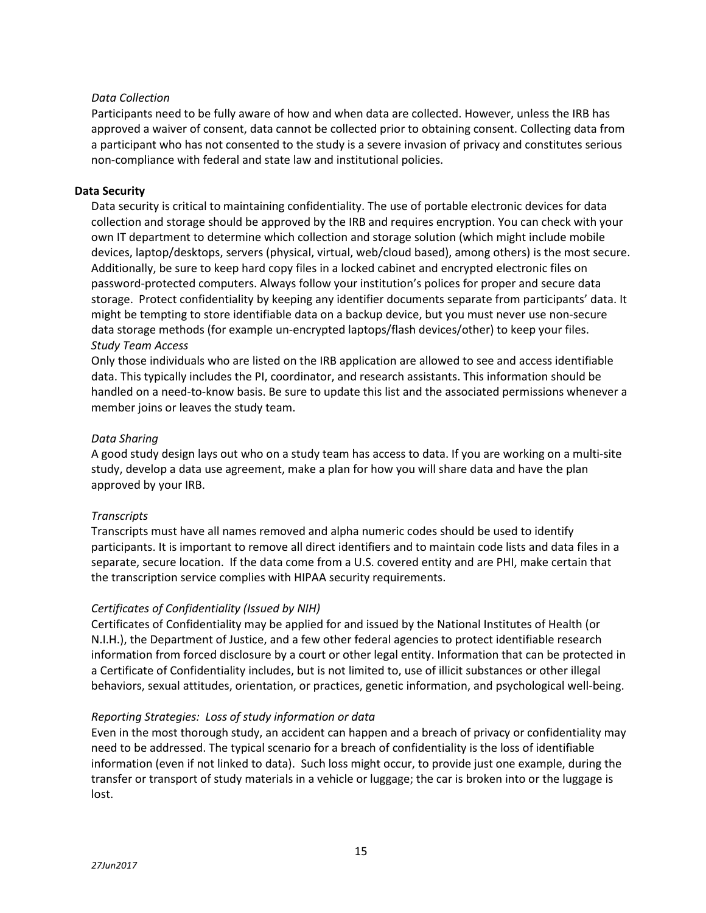*Data Collection*

Participants need to be fully aware of how and when data are collected. However, unless the IRB has approved a waiver of consent, data cannot be collected prior to obtaining consent. Collecting data from a participant who has not consented to the study is a severe invasion of privacy and constitutes serious non-compliance with federal and state law and institutional policies.

**Data Security**

Data security is critical to maintaining confidentiality. The use of portable electronic devices for data collection and storage should be approved by the IRB and requires encryption. You can check with your own IT department to determine which collection and storage solution (which might include mobile devices, laptop/desktops, servers (physical, virtual, web/cloud based), among others) is the most secure. Additionally, be sure to keep hard copy files in a locked cabinet and encrypted electronic files on password-protected computers. Always follow your institution's polices for proper and secure data storage. Protect confidentiality by keeping any identifier documents separate from participants' data. It might be tempting to store identifiable data on a backup device, but you must never use non-secure data storage methods (for example un-encrypted laptops/flash devices/other) to keep your files.

*Study Team Access*

Only those individuals who are listed on the IRB application are allowed to see and access identifiable data. This typically includes the PI, coordinator, and research assistants. This information should be handled on a need-to-know basis. Be sure to update this list and the associated permissions whenever a member joins or leaves the study team.

*Data Sharing*

A good study design lays out who on a study team has access to data. If you are working on a multi-site study, develop a data use agreement, make a plan for how you will share data and have the plan approved by your IRB.

*Transcripts*

Transcripts must have all names removed and alpha numeric codes should be used to identify participants. It is important to remove all direct identifiers and to maintain code lists and data files in a separate, secure location. If the data come from a U.S. covered entity and are PHI, make certain that the transcription service complies with HIPAA security requirements.

*Certificates of Confidentiality (Issued by NIH)*

Certificates of Confidentiality may be applied for and issued by the National Institutes of Health (or N.I.H.), the Department of Justice, and a few other federal agencies to protect identifiable research information from forced disclosure by a court or other legal entity. Information that can be protected in a Certificate of Confidentiality includes, but is not limited to, use of illicit substances or other illegal behaviors, sexual attitudes, orientation, or practices, genetic information, and psychological well-being.

*Reporting Strategies: Loss of study information or data*

Even in the most thorough study, an accident can happen and a breach of privacy or confidentiality may need to be addressed. The typical scenario for a breach of confidentiality is the loss of identifiable information (even if not linked to data). Such loss might occur, to provide just one example, during the transfer or transport of study materials in a vehicle or luggage; the car is broken into or the luggage is lost.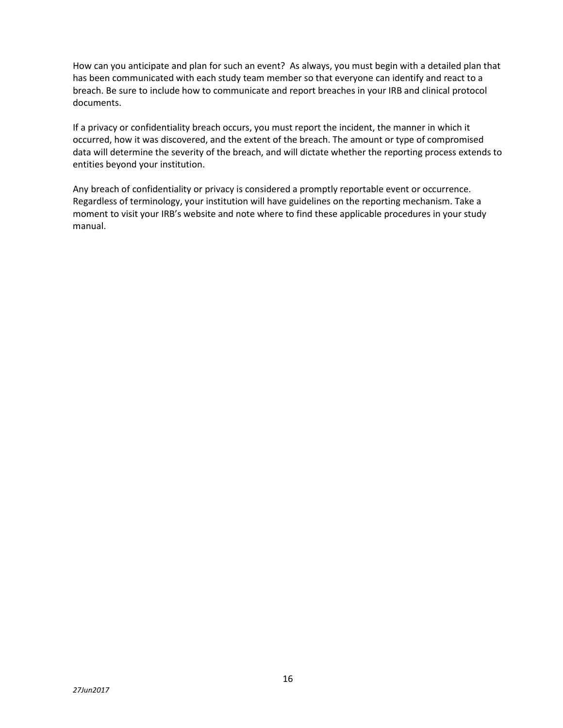How can you anticipate and plan for such an event? As always, you must begin with a detailed plan that has been communicated with each study team member so that everyone can identify and react to a breach. Be sure to include how to communicate and report breaches in your IRB and clinical protocol documents.

If a privacy or confidentiality breach occurs, you must report the incident, the manner in which it occurred, how it was discovered, and the extent of the breach. The amount or type of compromised data will determine the severity of the breach, and will dictate whether the reporting process extends to entities beyond your institution.

Any breach of confidentiality or privacy is considered a promptly reportable event or occurrence. Regardless of terminology, your institution will have guidelines on the reporting mechanism. Take a moment to visit your IRB's website and note where to find these applicable procedures in your study manual.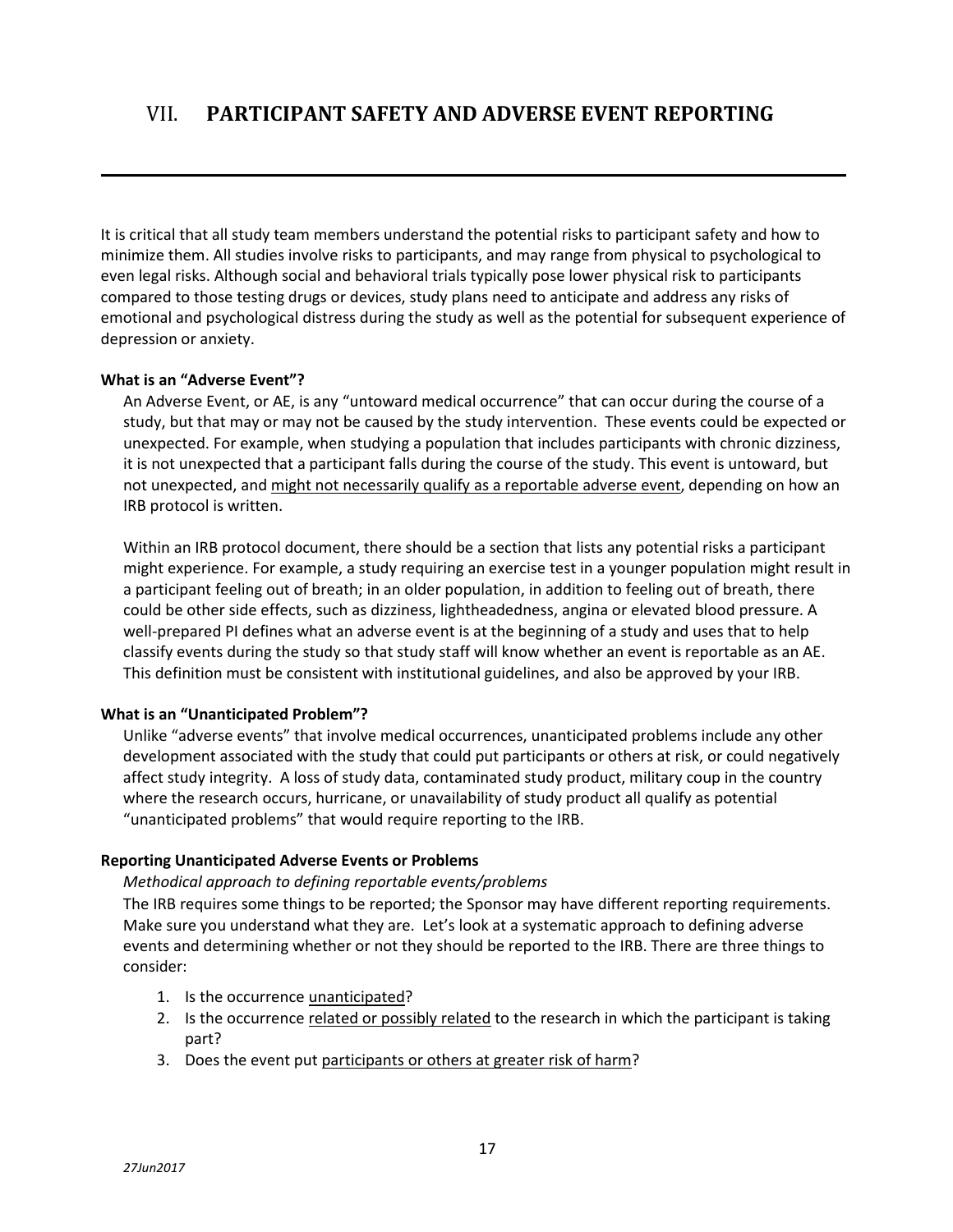# VII. PARTICIPANT SAFETY AND ADVERSE EVENT REPORTING

It is critical that all study team members understand the potential risks to participant safety and how to minimize them. All studies involve risks to participants, and may range from physical to psychological to even legal risks. Although social and behavioral trials typically pose lower physical risk to participants compared to those testing drugs or devices, study plans need to anticipate and address any risks of emotional and psychological distress during the study as well as the potential for subsequent experience of depression or anxiety.

**What is an "Adverse Event"?**

An Adverse Event, or AE, is any "untoward medical occurrence" that can occur during the course of a study, but that may or may not be caused by the study intervention. These events could be expected or unexpected. For example, when studying a population that includes participants with chronic dizziness, it is not unexpected that a participant falls during the course of the study. This event is untoward, but not unexpected, and <u>might not necessarily qualify as a reportable adverse event</u>, depending on how an IRB protocol is written.

Within an IRB protocol document, there should be a section that lists any potential risks a participant might experience. For example, a study requiring an exercise test in a younger population might result in a participant feeling out of breath; in an older population, in addition to feeling out of breath, there could be other side effects, such as dizziness, lightheadedness, angina or elevated blood pressure. A well-prepared PI defines what an adverse event is at the beginning of a study and uses that to help classify events during the study so that study staff will know whether an event is reportable as an AE. This definition must be consistent with institutional guidelines, and also be approved by your IRB.

**What is an "Unanticipated Problem"?**

Unlike "adverse events" that involve medical occurrences, unanticipated problems include any other development associated with the study that could put participants or others at risk, or could negatively affect study integrity. A loss of study data, contaminated study product, military coup in the country where the research occurs, hurricane, or unavailability of study product all qualify as potential "unanticipated problems" that would require reporting to the IRB.

**Reporting Unanticipated Adverse Events or Problems**

*Methodical approach to defining reportable events/problems*

The IRB requires some things to be reported; the Sponsor may have different reporting requirements. Make sure you understand what they are. Let's look at a systematic approach to defining adverse events and determining whether or not they should be reported to the IRB. There are three things to consider:

1. Is the occurrence <u>unanticipated</u>?
2. Is the occurrence <u>related or possibly related</u> to the research in which the participant is taking part?
3. Does the event put <u>participants or others at greater risk of harm</u>?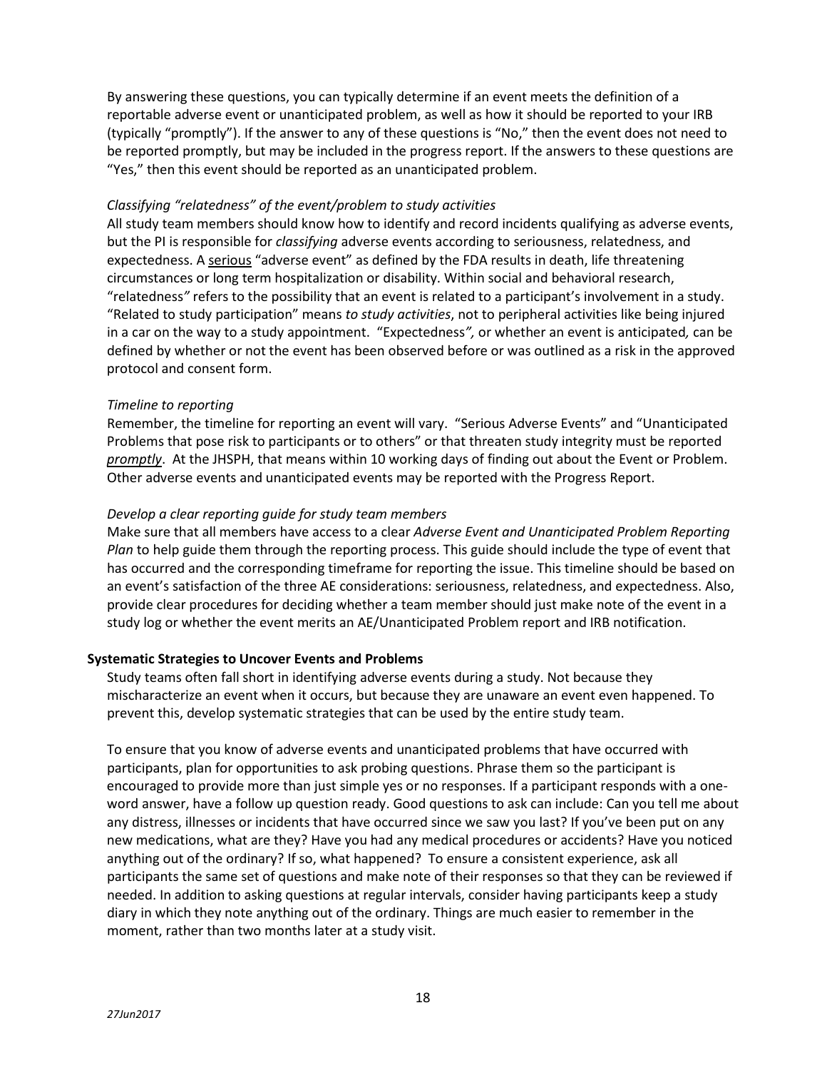By answering these questions, you can typically determine if an event meets the definition of a reportable adverse event or unanticipated problem, as well as how it should be reported to your IRB (typically "promptly"). If the answer to any of these questions is "No," then the event does not need to be reported promptly, but may be included in the progress report. If the answers to these questions are "Yes," then this event should be reported as an unanticipated problem.

*Classifying "relatedness" of the event/problem to study activities*

All study team members should know how to identify and record incidents qualifying as adverse events, but the PI is responsible for *classifying* adverse events according to seriousness, relatedness, and expectedness. A serious "adverse event" as defined by the FDA results in death, life threatening circumstances or long term hospitalization or disability. Within social and behavioral research, "relatedness" refers to the possibility that an event is related to a participant's involvement in a study. "Related to study participation" means *to study activities*, not to peripheral activities like being injured in a car on the way to a study appointment. "Expectedness", or whether an event is anticipated, can be defined by whether or not the event has been observed before or was outlined as a risk in the approved protocol and consent form.

*Timeline to reporting*

Remember, the timeline for reporting an event will vary. "Serious Adverse Events" and "Unanticipated Problems that pose risk to participants or to others" or that threaten study integrity must be reported ***promptly***. At the JHSPH, that means within 10 working days of finding out about the Event or Problem. Other adverse events and unanticipated events may be reported with the Progress Report.

*Develop a clear reporting guide for study team members*

Make sure that all members have access to a clear *Adverse Event and Unanticipated Problem Reporting Plan* to help guide them through the reporting process. This guide should include the type of event that has occurred and the corresponding timeframe for reporting the issue. This timeline should be based on an event's satisfaction of the three AE considerations: seriousness, relatedness, and expectedness. Also, provide clear procedures for deciding whether a team member should just make note of the event in a study log or whether the event merits an AE/Unanticipated Problem report and IRB notification.

**Systematic Strategies to Uncover Events and Problems**

Study teams often fall short in identifying adverse events during a study. Not because they mischaracterize an event when it occurs, but because they are unaware an event even happened. To prevent this, develop systematic strategies that can be used by the entire study team.

To ensure that you know of adverse events and unanticipated problems that have occurred with participants, plan for opportunities to ask probing questions. Phrase them so the participant is encouraged to provide more than just simple yes or no responses. If a participant responds with a one-word answer, have a follow up question ready. Good questions to ask can include: Can you tell me about any distress, illnesses or incidents that have occurred since we saw you last? If you've been put on any new medications, what are they? Have you had any medical procedures or accidents? Have you noticed anything out of the ordinary? If so, what happened? To ensure a consistent experience, ask all participants the same set of questions and make note of their responses so that they can be reviewed if needed. In addition to asking questions at regular intervals, consider having participants keep a study diary in which they note anything out of the ordinary. Things are much easier to remember in the moment, rather than two months later at a study visit.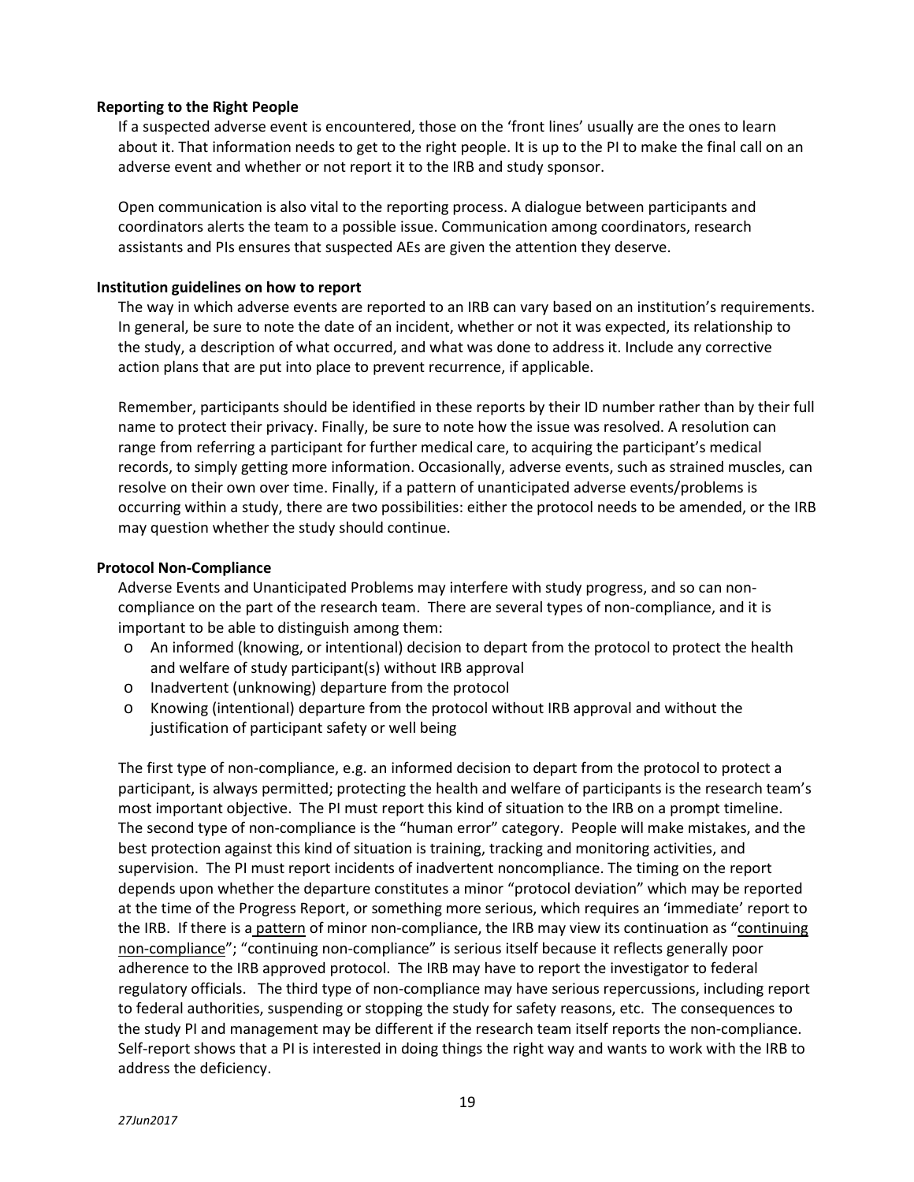**Reporting to the Right People**

If a suspected adverse event is encountered, those on the 'front lines' usually are the ones to learn about it. That information needs to get to the right people. It is up to the PI to make the final call on an adverse event and whether or not report it to the IRB and study sponsor.

Open communication is also vital to the reporting process. A dialogue between participants and coordinators alerts the team to a possible issue. Communication among coordinators, research assistants and PIs ensures that suspected AEs are given the attention they deserve.

**Institution guidelines on how to report**

The way in which adverse events are reported to an IRB can vary based on an institution's requirements. In general, be sure to note the date of an incident, whether or not it was expected, its relationship to the study, a description of what occurred, and what was done to address it. Include any corrective action plans that are put into place to prevent recurrence, if applicable.

Remember, participants should be identified in these reports by their ID number rather than by their full name to protect their privacy. Finally, be sure to note how the issue was resolved. A resolution can range from referring a participant for further medical care, to acquiring the participant's medical records, to simply getting more information. Occasionally, adverse events, such as strained muscles, can resolve on their own over time. Finally, if a pattern of unanticipated adverse events/problems is occurring within a study, there are two possibilities: either the protocol needs to be amended, or the IRB may question whether the study should continue.

**Protocol Non-Compliance**

Adverse Events and Unanticipated Problems may interfere with study progress, and so can non-compliance on the part of the research team. There are several types of non-compliance, and it is important to be able to distinguish among them:

- An informed (knowing, or intentional) decision to depart from the protocol to protect the health and welfare of study participant(s) without IRB approval
- Inadvertent (unknowing) departure from the protocol
- Knowing (intentional) departure from the protocol without IRB approval and without the justification of participant safety or well being

The first type of non-compliance, e.g. an informed decision to depart from the protocol to protect a participant, is always permitted; protecting the health and welfare of participants is the research team's most important objective. The PI must report this kind of situation to the IRB on a prompt timeline. The second type of non-compliance is the "human error" category. People will make mistakes, and the best protection against this kind of situation is training, tracking and monitoring activities, and supervision. The PI must report incidents of inadvertent noncompliance. The timing on the report depends upon whether the departure constitutes a minor "protocol deviation" which may be reported at the time of the Progress Report, or something more serious, which requires an 'immediate' report to the IRB. If there is a <u>pattern</u> of minor non-compliance, the IRB may view its continuation as "<u>continuing non-compliance</u>"; "continuing non-compliance" is serious itself because it reflects generally poor adherence to the IRB approved protocol. The IRB may have to report the investigator to federal regulatory officials. The third type of non-compliance may have serious repercussions, including report to federal authorities, suspending or stopping the study for safety reasons, etc. The consequences to the study PI and management may be different if the research team itself reports the non-compliance. Self-report shows that a PI is interested in doing things the right way and wants to work with the IRB to address the deficiency.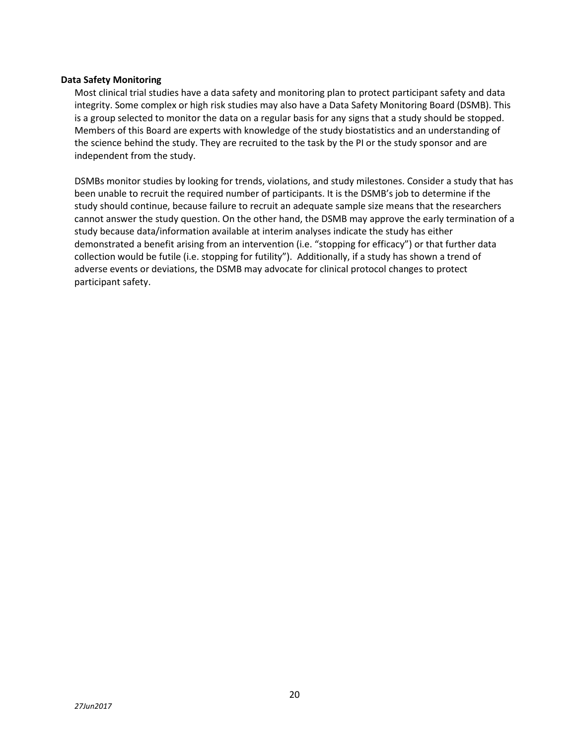**Data Safety Monitoring**

Most clinical trial studies have a data safety and monitoring plan to protect participant safety and data integrity. Some complex or high risk studies may also have a Data Safety Monitoring Board (DSMB). This is a group selected to monitor the data on a regular basis for any signs that a study should be stopped. Members of this Board are experts with knowledge of the study biostatistics and an understanding of the science behind the study. They are recruited to the task by the PI or the study sponsor and are independent from the study.

DSMBs monitor studies by looking for trends, violations, and study milestones. Consider a study that has been unable to recruit the required number of participants. It is the DSMB's job to determine if the study should continue, because failure to recruit an adequate sample size means that the researchers cannot answer the study question. On the other hand, the DSMB may approve the early termination of a study because data/information available at interim analyses indicate the study has either demonstrated a benefit arising from an intervention (i.e. "stopping for efficacy") or that further data collection would be futile (i.e. stopping for futility"). Additionally, if a study has shown a trend of adverse events or deviations, the DSMB may advocate for clinical protocol changes to protect participant safety.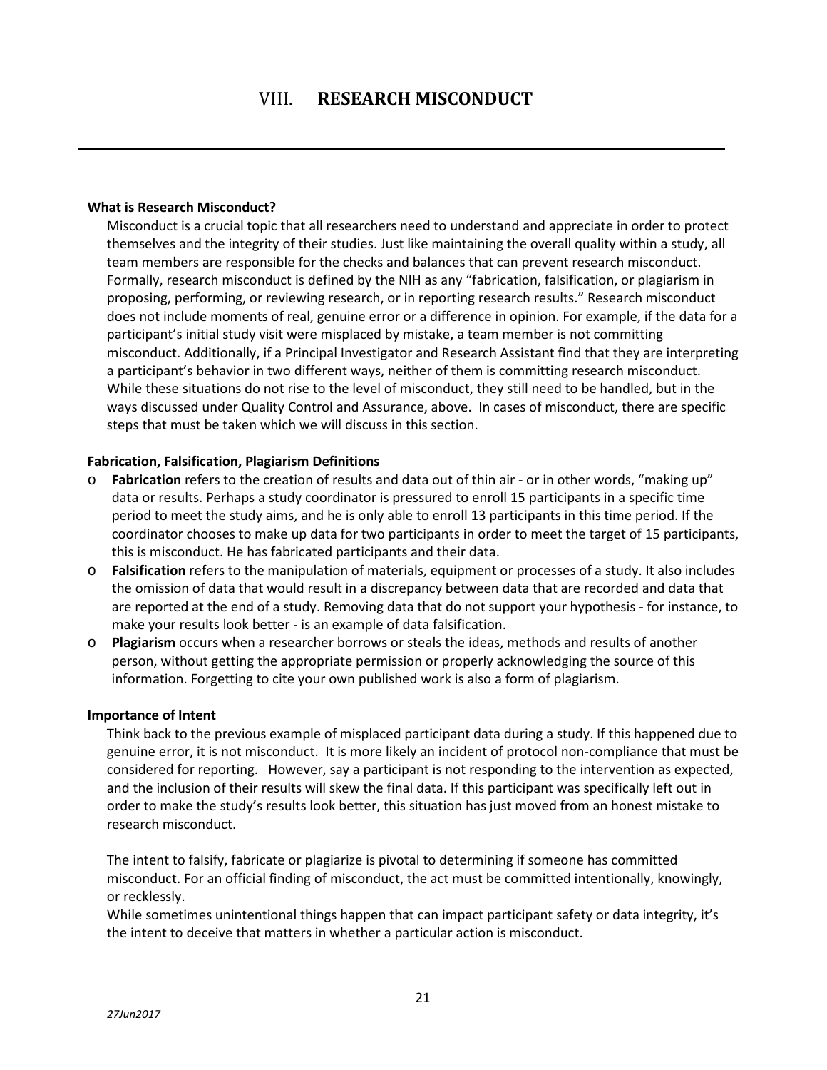# VIII. RESEARCH MISCONDUCT

**What is Research Misconduct?**

Misconduct is a crucial topic that all researchers need to understand and appreciate in order to protect themselves and the integrity of their studies. Just like maintaining the overall quality within a study, all team members are responsible for the checks and balances that can prevent research misconduct. Formally, research misconduct is defined by the NIH as any "fabrication, falsification, or plagiarism in proposing, performing, or reviewing research, or in reporting research results." Research misconduct does not include moments of real, genuine error or a difference in opinion. For example, if the data for a participant's initial study visit were misplaced by mistake, a team member is not committing misconduct. Additionally, if a Principal Investigator and Research Assistant find that they are interpreting a participant's behavior in two different ways, neither of them is committing research misconduct. While these situations do not rise to the level of misconduct, they still need to be handled, but in the ways discussed under Quality Control and Assurance, above. In cases of misconduct, there are specific steps that must be taken which we will discuss in this section.

**Fabrication, Falsification, Plagiarism Definitions**

- **Fabrication** refers to the creation of results and data out of thin air - or in other words, "making up" data or results. Perhaps a study coordinator is pressured to enroll 15 participants in a specific time period to meet the study aims, and he is only able to enroll 13 participants in this time period. If the coordinator chooses to make up data for two participants in order to meet the target of 15 participants, this is misconduct. He has fabricated participants and their data.
- **Falsification** refers to the manipulation of materials, equipment or processes of a study. It also includes the omission of data that would result in a discrepancy between data that are recorded and data that are reported at the end of a study. Removing data that do not support your hypothesis - for instance, to make your results look better - is an example of data falsification.
- **Plagiarism** occurs when a researcher borrows or steals the ideas, methods and results of another person, without getting the appropriate permission or properly acknowledging the source of this information. Forgetting to cite your own published work is also a form of plagiarism.

**Importance of Intent**

Think back to the previous example of misplaced participant data during a study. If this happened due to genuine error, it is not misconduct. It is more likely an incident of protocol non-compliance that must be considered for reporting. However, say a participant is not responding to the intervention as expected, and the inclusion of their results will skew the final data. If this participant was specifically left out in order to make the study's results look better, this situation has just moved from an honest mistake to research misconduct.

The intent to falsify, fabricate or plagiarize is pivotal to determining if someone has committed misconduct. For an official finding of misconduct, the act must be committed intentionally, knowingly, or recklessly.

While sometimes unintentional things happen that can impact participant safety or data integrity, it's the intent to deceive that matters in whether a particular action is misconduct.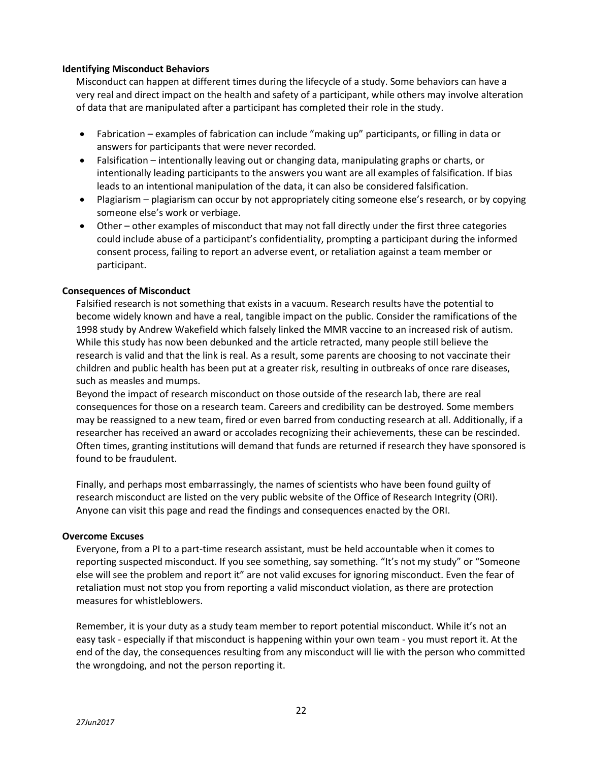**Identifying Misconduct Behaviors**

Misconduct can happen at different times during the lifecycle of a study. Some behaviors can have a very real and direct impact on the health and safety of a participant, while others may involve alteration of data that are manipulated after a participant has completed their role in the study.

- Fabrication – examples of fabrication can include "making up" participants, or filling in data or answers for participants that were never recorded.
- Falsification – intentionally leaving out or changing data, manipulating graphs or charts, or intentionally leading participants to the answers you want are all examples of falsification. If bias leads to an intentional manipulation of the data, it can also be considered falsification.
- Plagiarism – plagiarism can occur by not appropriately citing someone else's research, or by copying someone else's work or verbiage.
- Other – other examples of misconduct that may not fall directly under the first three categories could include abuse of a participant's confidentiality, prompting a participant during the informed consent process, failing to report an adverse event, or retaliation against a team member or participant.

**Consequences of Misconduct**

Falsified research is not something that exists in a vacuum. Research results have the potential to become widely known and have a real, tangible impact on the public. Consider the ramifications of the 1998 study by Andrew Wakefield which falsely linked the MMR vaccine to an increased risk of autism. While this study has now been debunked and the article retracted, many people still believe the research is valid and that the link is real. As a result, some parents are choosing to not vaccinate their children and public health has been put at a greater risk, resulting in outbreaks of once rare diseases, such as measles and mumps.

Beyond the impact of research misconduct on those outside of the research lab, there are real consequences for those on a research team. Careers and credibility can be destroyed. Some members may be reassigned to a new team, fired or even barred from conducting research at all. Additionally, if a researcher has received an award or accolades recognizing their achievements, these can be rescinded. Often times, granting institutions will demand that funds are returned if research they have sponsored is found to be fraudulent.

Finally, and perhaps most embarrassingly, the names of scientists who have been found guilty of research misconduct are listed on the very public website of the Office of Research Integrity (ORI). Anyone can visit this page and read the findings and consequences enacted by the ORI.

**Overcome Excuses**

Everyone, from a PI to a part-time research assistant, must be held accountable when it comes to reporting suspected misconduct. If you see something, say something. "It's not my study" or "Someone else will see the problem and report it" are not valid excuses for ignoring misconduct. Even the fear of retaliation must not stop you from reporting a valid misconduct violation, as there are protection measures for whistleblowers.

Remember, it is your duty as a study team member to report potential misconduct. While it's not an easy task - especially if that misconduct is happening within your own team - you must report it. At the end of the day, the consequences resulting from any misconduct will lie with the person who committed the wrongdoing, and not the person reporting it.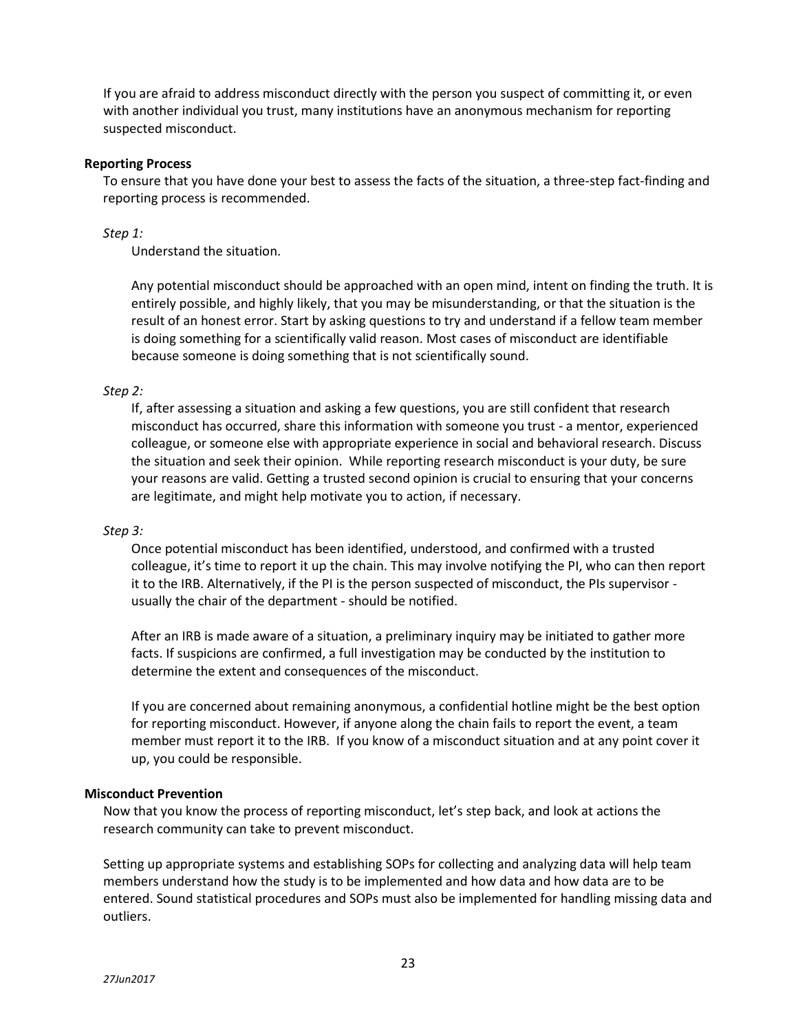If you are afraid to address misconduct directly with the person you suspect of committing it, or even with another individual you trust, many institutions have an anonymous mechanism for reporting suspected misconduct.

**Reporting Process**

To ensure that you have done your best to assess the facts of the situation, a three-step fact-finding and reporting process is recommended.

*Step 1:*

Understand the situation.

Any potential misconduct should be approached with an open mind, intent on finding the truth. It is entirely possible, and highly likely, that you may be misunderstanding, or that the situation is the result of an honest error. Start by asking questions to try and understand if a fellow team member is doing something for a scientifically valid reason. Most cases of misconduct are identifiable because someone is doing something that is not scientifically sound.

*Step 2:*

If, after assessing a situation and asking a few questions, you are still confident that research misconduct has occurred, share this information with someone you trust - a mentor, experienced colleague, or someone else with appropriate experience in social and behavioral research. Discuss the situation and seek their opinion. While reporting research misconduct is your duty, be sure your reasons are valid. Getting a trusted second opinion is crucial to ensuring that your concerns are legitimate, and might help motivate you to action, if necessary.

*Step 3:*

Once potential misconduct has been identified, understood, and confirmed with a trusted colleague, it's time to report it up the chain. This may involve notifying the PI, who can then report it to the IRB. Alternatively, if the PI is the person suspected of misconduct, the PIs supervisor - usually the chair of the department - should be notified.

After an IRB is made aware of a situation, a preliminary inquiry may be initiated to gather more facts. If suspicions are confirmed, a full investigation may be conducted by the institution to determine the extent and consequences of the misconduct.

If you are concerned about remaining anonymous, a confidential hotline might be the best option for reporting misconduct. However, if anyone along the chain fails to report the event, a team member must report it to the IRB. If you know of a misconduct situation and at any point cover it up, you could be responsible.

**Misconduct Prevention**

Now that you know the process of reporting misconduct, let's step back, and look at actions the research community can take to prevent misconduct.

Setting up appropriate systems and establishing SOPs for collecting and analyzing data will help team members understand how the study is to be implemented and how data and how data are to be entered. Sound statistical procedures and SOPs must also be implemented for handling missing data and outliers.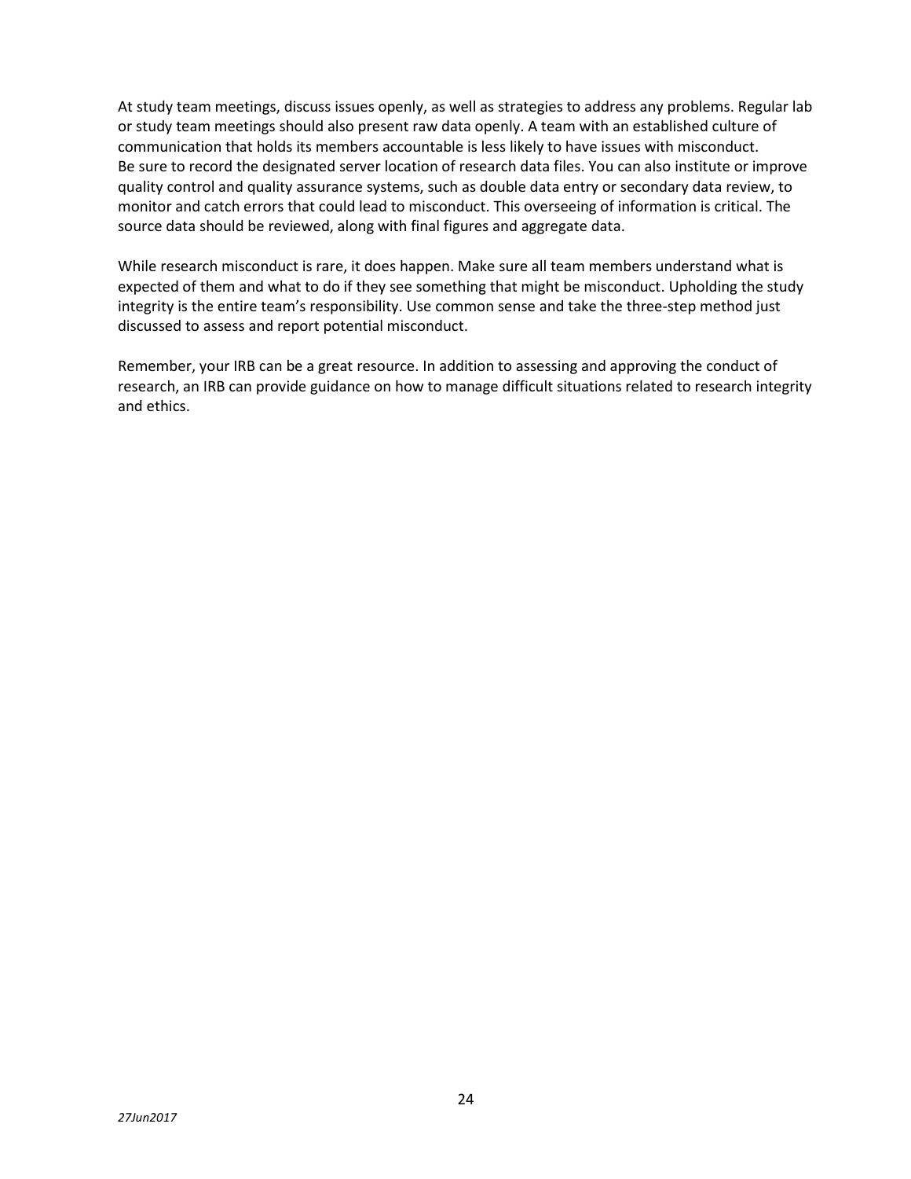At study team meetings, discuss issues openly, as well as strategies to address any problems. Regular lab or study team meetings should also present raw data openly. A team with an established culture of communication that holds its members accountable is less likely to have issues with misconduct. Be sure to record the designated server location of research data files. You can also institute or improve quality control and quality assurance systems, such as double data entry or secondary data review, to monitor and catch errors that could lead to misconduct. This overseeing of information is critical. The source data should be reviewed, along with final figures and aggregate data.

While research misconduct is rare, it does happen. Make sure all team members understand what is expected of them and what to do if they see something that might be misconduct. Upholding the study integrity is the entire team's responsibility. Use common sense and take the three-step method just discussed to assess and report potential misconduct.

Remember, your IRB can be a great resource. In addition to assessing and approving the conduct of research, an IRB can provide guidance on how to manage difficult situations related to research integrity and ethics.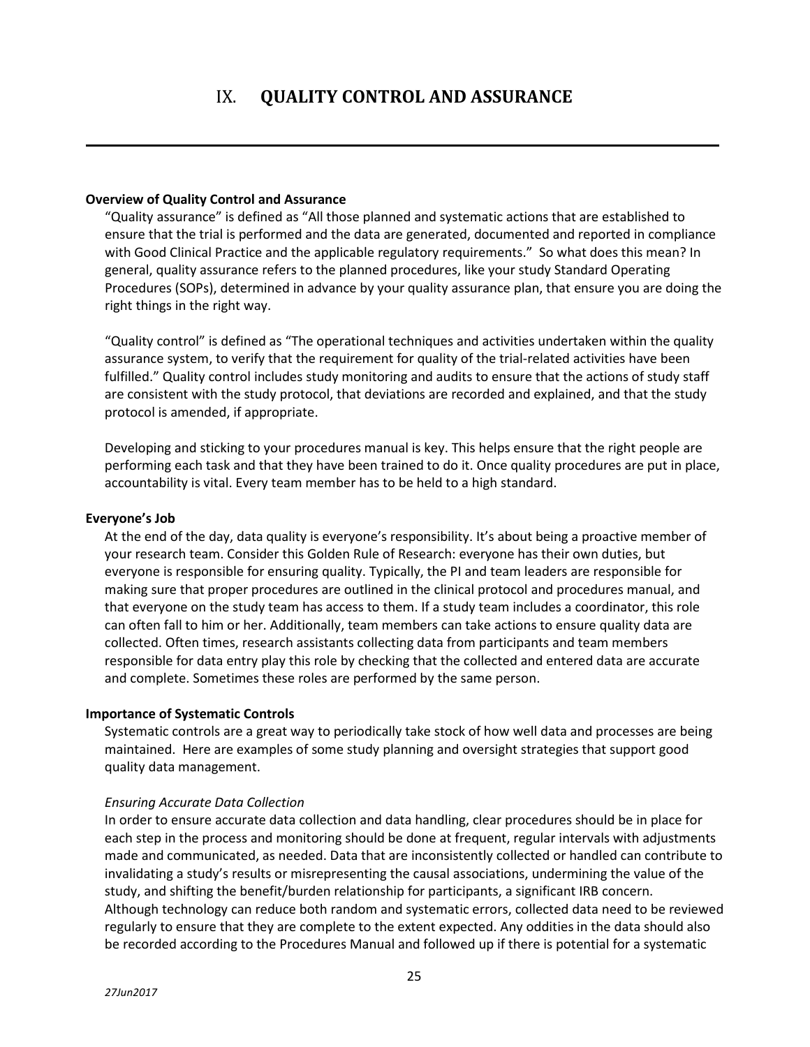# IX. QUALITY CONTROL AND ASSURANCE

**Overview of Quality Control and Assurance**

"Quality assurance" is defined as "All those planned and systematic actions that are established to ensure that the trial is performed and the data are generated, documented and reported in compliance with Good Clinical Practice and the applicable regulatory requirements." So what does this mean? In general, quality assurance refers to the planned procedures, like your study Standard Operating Procedures (SOPs), determined in advance by your quality assurance plan, that ensure you are doing the right things in the right way.

"Quality control" is defined as "The operational techniques and activities undertaken within the quality assurance system, to verify that the requirement for quality of the trial-related activities have been fulfilled." Quality control includes study monitoring and audits to ensure that the actions of study staff are consistent with the study protocol, that deviations are recorded and explained, and that the study protocol is amended, if appropriate.

Developing and sticking to your procedures manual is key. This helps ensure that the right people are performing each task and that they have been trained to do it. Once quality procedures are put in place, accountability is vital. Every team member has to be held to a high standard.

**Everyone's Job**

At the end of the day, data quality is everyone's responsibility. It's about being a proactive member of your research team. Consider this Golden Rule of Research: everyone has their own duties, but everyone is responsible for ensuring quality. Typically, the PI and team leaders are responsible for making sure that proper procedures are outlined in the clinical protocol and procedures manual, and that everyone on the study team has access to them. If a study team includes a coordinator, this role can often fall to him or her. Additionally, team members can take actions to ensure quality data are collected. Often times, research assistants collecting data from participants and team members responsible for data entry play this role by checking that the collected and entered data are accurate and complete. Sometimes these roles are performed by the same person.

**Importance of Systematic Controls**

Systematic controls are a great way to periodically take stock of how well data and processes are being maintained. Here are examples of some study planning and oversight strategies that support good quality data management.

*Ensuring Accurate Data Collection*

In order to ensure accurate data collection and data handling, clear procedures should be in place for each step in the process and monitoring should be done at frequent, regular intervals with adjustments made and communicated, as needed. Data that are inconsistently collected or handled can contribute to invalidating a study's results or misrepresenting the causal associations, undermining the value of the study, and shifting the benefit/burden relationship for participants, a significant IRB concern. Although technology can reduce both random and systematic errors, collected data need to be reviewed regularly to ensure that they are complete to the extent expected. Any oddities in the data should also be recorded according to the Procedures Manual and followed up if there is potential for a systematic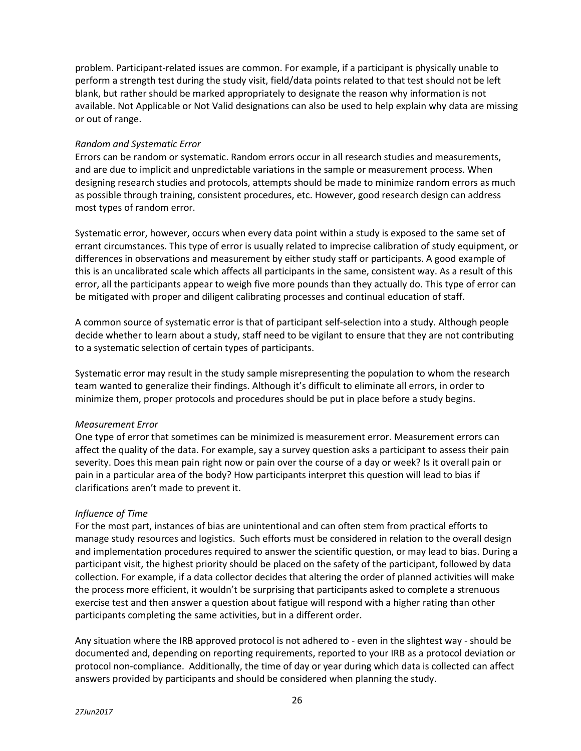problem. Participant-related issues are common. For example, if a participant is physically unable to perform a strength test during the study visit, field/data points related to that test should not be left blank, but rather should be marked appropriately to designate the reason why information is not available. Not Applicable or Not Valid designations can also be used to help explain why data are missing or out of range.

*Random and Systematic Error*

Errors can be random or systematic. Random errors occur in all research studies and measurements, and are due to implicit and unpredictable variations in the sample or measurement process. When designing research studies and protocols, attempts should be made to minimize random errors as much as possible through training, consistent procedures, etc. However, good research design can address most types of random error.

Systematic error, however, occurs when every data point within a study is exposed to the same set of errant circumstances. This type of error is usually related to imprecise calibration of study equipment, or differences in observations and measurement by either study staff or participants. A good example of this is an uncalibrated scale which affects all participants in the same, consistent way. As a result of this error, all the participants appear to weigh five more pounds than they actually do. This type of error can be mitigated with proper and diligent calibrating processes and continual education of staff.

A common source of systematic error is that of participant self-selection into a study. Although people decide whether to learn about a study, staff need to be vigilant to ensure that they are not contributing to a systematic selection of certain types of participants.

Systematic error may result in the study sample misrepresenting the population to whom the research team wanted to generalize their findings. Although it's difficult to eliminate all errors, in order to minimize them, proper protocols and procedures should be put in place before a study begins.

*Measurement Error*

One type of error that sometimes can be minimized is measurement error. Measurement errors can affect the quality of the data. For example, say a survey question asks a participant to assess their pain severity. Does this mean pain right now or pain over the course of a day or week? Is it overall pain or pain in a particular area of the body? How participants interpret this question will lead to bias if clarifications aren't made to prevent it.

*Influence of Time*

For the most part, instances of bias are unintentional and can often stem from practical efforts to manage study resources and logistics. Such efforts must be considered in relation to the overall design and implementation procedures required to answer the scientific question, or may lead to bias. During a participant visit, the highest priority should be placed on the safety of the participant, followed by data collection. For example, if a data collector decides that altering the order of planned activities will make the process more efficient, it wouldn't be surprising that participants asked to complete a strenuous exercise test and then answer a question about fatigue will respond with a higher rating than other participants completing the same activities, but in a different order.

Any situation where the IRB approved protocol is not adhered to - even in the slightest way - should be documented and, depending on reporting requirements, reported to your IRB as a protocol deviation or protocol non-compliance. Additionally, the time of day or year during which data is collected can affect answers provided by participants and should be considered when planning the study.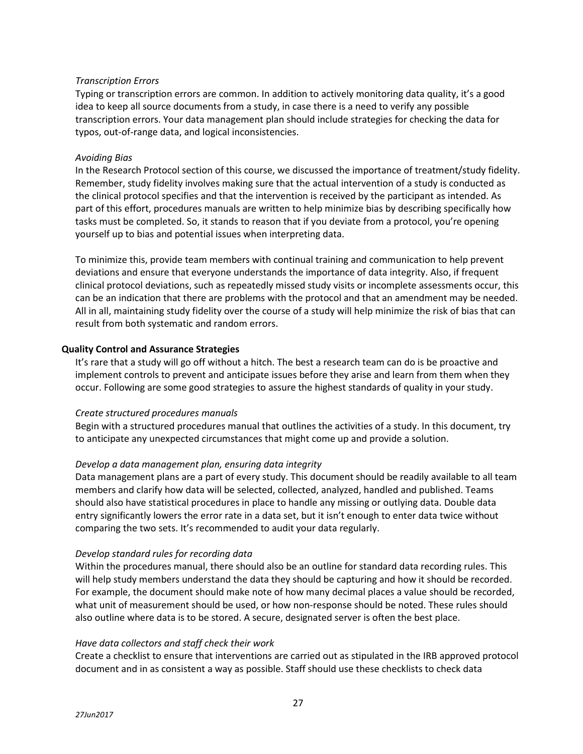*Transcription Errors*

Typing or transcription errors are common. In addition to actively monitoring data quality, it's a good idea to keep all source documents from a study, in case there is a need to verify any possible transcription errors. Your data management plan should include strategies for checking the data for typos, out-of-range data, and logical inconsistencies.

*Avoiding Bias*

In the Research Protocol section of this course, we discussed the importance of treatment/study fidelity. Remember, study fidelity involves making sure that the actual intervention of a study is conducted as the clinical protocol specifies and that the intervention is received by the participant as intended. As part of this effort, procedures manuals are written to help minimize bias by describing specifically how tasks must be completed. So, it stands to reason that if you deviate from a protocol, you're opening yourself up to bias and potential issues when interpreting data.

To minimize this, provide team members with continual training and communication to help prevent deviations and ensure that everyone understands the importance of data integrity. Also, if frequent clinical protocol deviations, such as repeatedly missed study visits or incomplete assessments occur, this can be an indication that there are problems with the protocol and that an amendment may be needed. All in all, maintaining study fidelity over the course of a study will help minimize the risk of bias that can result from both systematic and random errors.

**Quality Control and Assurance Strategies**

It's rare that a study will go off without a hitch. The best a research team can do is be proactive and implement controls to prevent and anticipate issues before they arise and learn from them when they occur. Following are some good strategies to assure the highest standards of quality in your study.

*Create structured procedures manuals*

Begin with a structured procedures manual that outlines the activities of a study. In this document, try to anticipate any unexpected circumstances that might come up and provide a solution.

*Develop a data management plan, ensuring data integrity*

Data management plans are a part of every study. This document should be readily available to all team members and clarify how data will be selected, collected, analyzed, handled and published. Teams should also have statistical procedures in place to handle any missing or outlying data. Double data entry significantly lowers the error rate in a data set, but it isn't enough to enter data twice without comparing the two sets. It's recommended to audit your data regularly.

*Develop standard rules for recording data*

Within the procedures manual, there should also be an outline for standard data recording rules. This will help study members understand the data they should be capturing and how it should be recorded. For example, the document should make note of how many decimal places a value should be recorded, what unit of measurement should be used, or how non-response should be noted. These rules should also outline where data is to be stored. A secure, designated server is often the best place.

*Have data collectors and staff check their work*

Create a checklist to ensure that interventions are carried out as stipulated in the IRB approved protocol document and in as consistent a way as possible. Staff should use these checklists to check data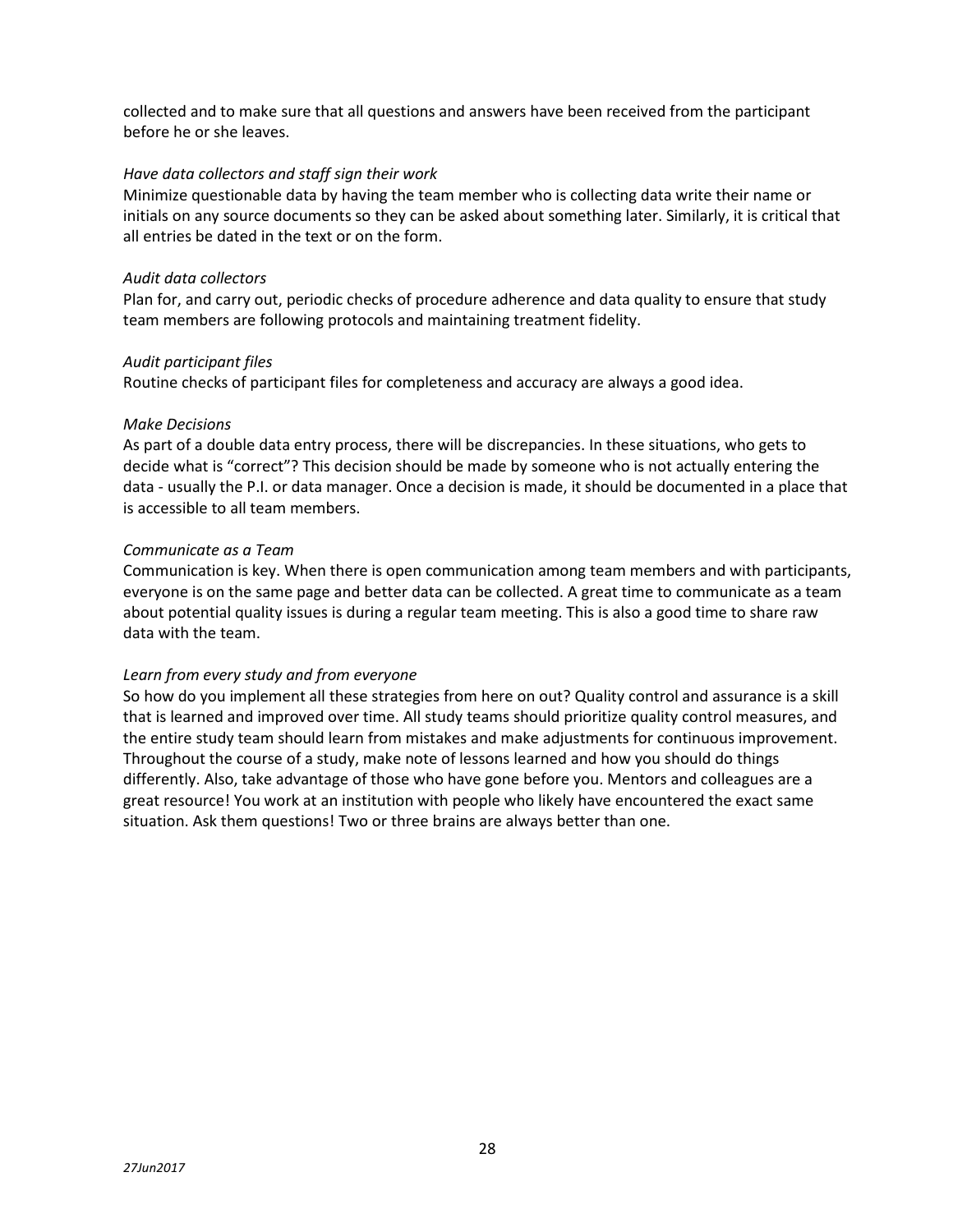collected and to make sure that all questions and answers have been received from the participant before he or she leaves.

*Have data collectors and staff sign their work*

Minimize questionable data by having the team member who is collecting data write their name or initials on any source documents so they can be asked about something later. Similarly, it is critical that all entries be dated in the text or on the form.

*Audit data collectors*

Plan for, and carry out, periodic checks of procedure adherence and data quality to ensure that study team members are following protocols and maintaining treatment fidelity.

*Audit participant files*

Routine checks of participant files for completeness and accuracy are always a good idea.

*Make Decisions*

As part of a double data entry process, there will be discrepancies. In these situations, who gets to decide what is "correct"? This decision should be made by someone who is not actually entering the data - usually the P.I. or data manager. Once a decision is made, it should be documented in a place that is accessible to all team members.

*Communicate as a Team*

Communication is key. When there is open communication among team members and with participants, everyone is on the same page and better data can be collected. A great time to communicate as a team about potential quality issues is during a regular team meeting. This is also a good time to share raw data with the team.

*Learn from every study and from everyone*

So how do you implement all these strategies from here on out? Quality control and assurance is a skill that is learned and improved over time. All study teams should prioritize quality control measures, and the entire study team should learn from mistakes and make adjustments for continuous improvement. Throughout the course of a study, make note of lessons learned and how you should do things differently. Also, take advantage of those who have gone before you. Mentors and colleagues are a great resource! You work at an institution with people who likely have encountered the exact same situation. Ask them questions! Two or three brains are always better than one.